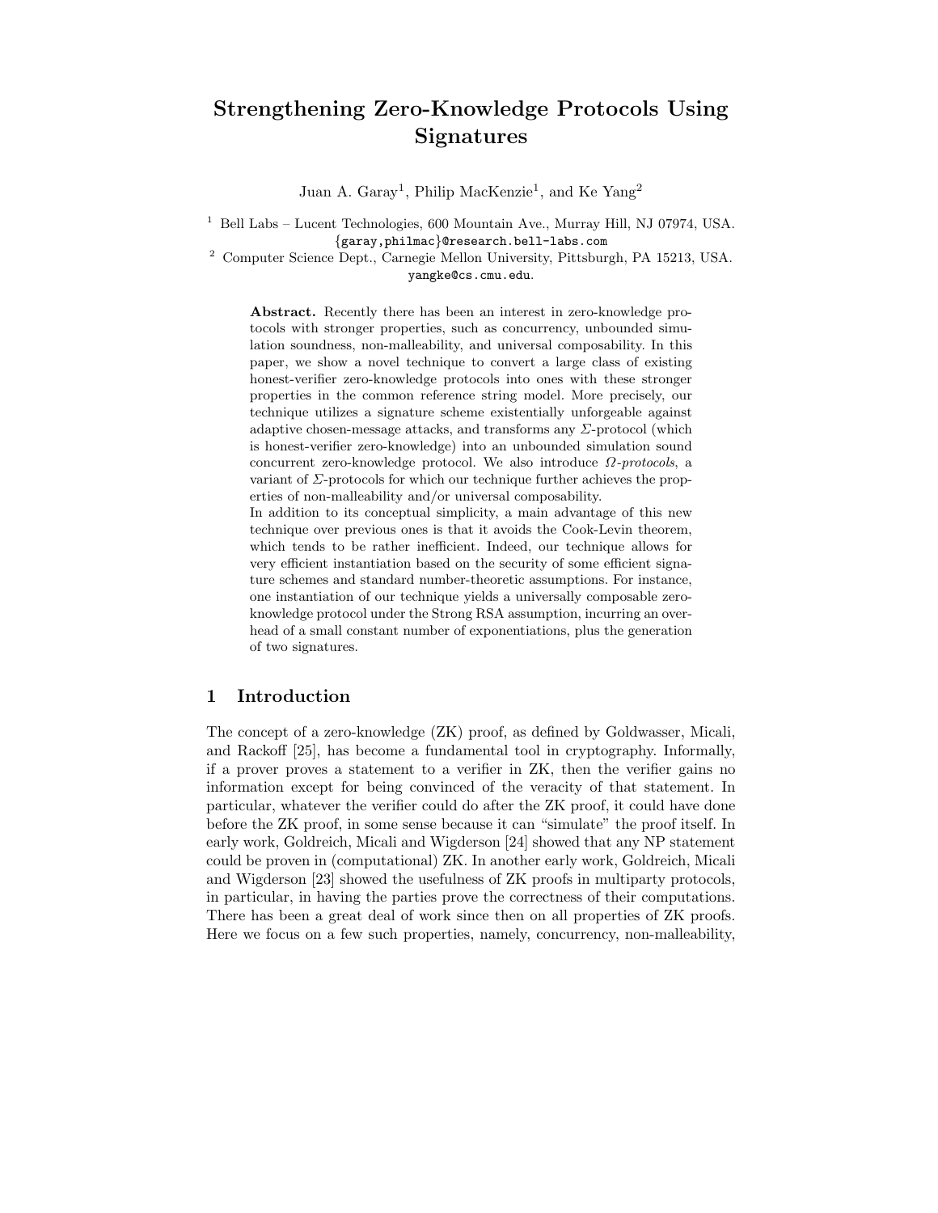# Strengthening Zero-Knowledge Protocols Using Signatures

Juan A. Garay[1], Philip MacKenzie[1], and Ke Yang[2]

[1] Bell Labs – Lucent Technologies, 600 Mountain Ave., Murray Hill, NJ 07974, USA. {garay,philmac}@research.bell-labs.com

[2] Computer Science Dept., Carnegie Mellon University, Pittsburgh, PA 15213, USA. yangke@cs.cmu.edu.

**Abstract.** Recently there has been an interest in zero-knowledge protocols with stronger properties, such as concurrency, unbounded simulation soundness, non-malleability, and universal composability. In this paper, we show a novel technique to convert a large class of existing honest-verifier zero-knowledge protocols into ones with these stronger properties in the common reference string model. More precisely, our technique utilizes a signature scheme existentially unforgeable against adaptive chosen-message attacks, and transforms any $\Sigma$-protocol (which is honest-verifier zero-knowledge) into an unbounded simulation sound concurrent zero-knowledge protocol. We also introduce *$\Omega$-protocols*, a variant of $\Sigma$-protocols for which our technique further achieves the properties of non-malleability and/or universal composability.

In addition to its conceptual simplicity, a main advantage of this new technique over previous ones is that it avoids the Cook-Levin theorem, which tends to be rather inefficient. Indeed, our technique allows for very efficient instantiation based on the security of some efficient signature schemes and standard number-theoretic assumptions. For instance, one instantiation of our technique yields a universally composable zero-knowledge protocol under the Strong RSA assumption, incurring an overhead of a small constant number of exponentiations, plus the generation of two signatures.

## 1 Introduction

The concept of a zero-knowledge (ZK) proof, as defined by Goldwasser, Micali, and Rackoff [25], has become a fundamental tool in cryptography. Informally, if a prover proves a statement to a verifier in ZK, then the verifier gains no information except for being convinced of the veracity of that statement. In particular, whatever the verifier could do after the ZK proof, it could have done before the ZK proof, in some sense because it can "simulate" the proof itself. In early work, Goldreich, Micali and Wigderson [24] showed that any NP statement could be proven in (computational) ZK. In another early work, Goldreich, Micali and Wigderson [23] showed the usefulness of ZK proofs in multiparty protocols, in particular, in having the parties prove the correctness of their computations. There has been a great deal of work since then on all properties of ZK proofs. Here we focus on a few such properties, namely, concurrency, non-malleability,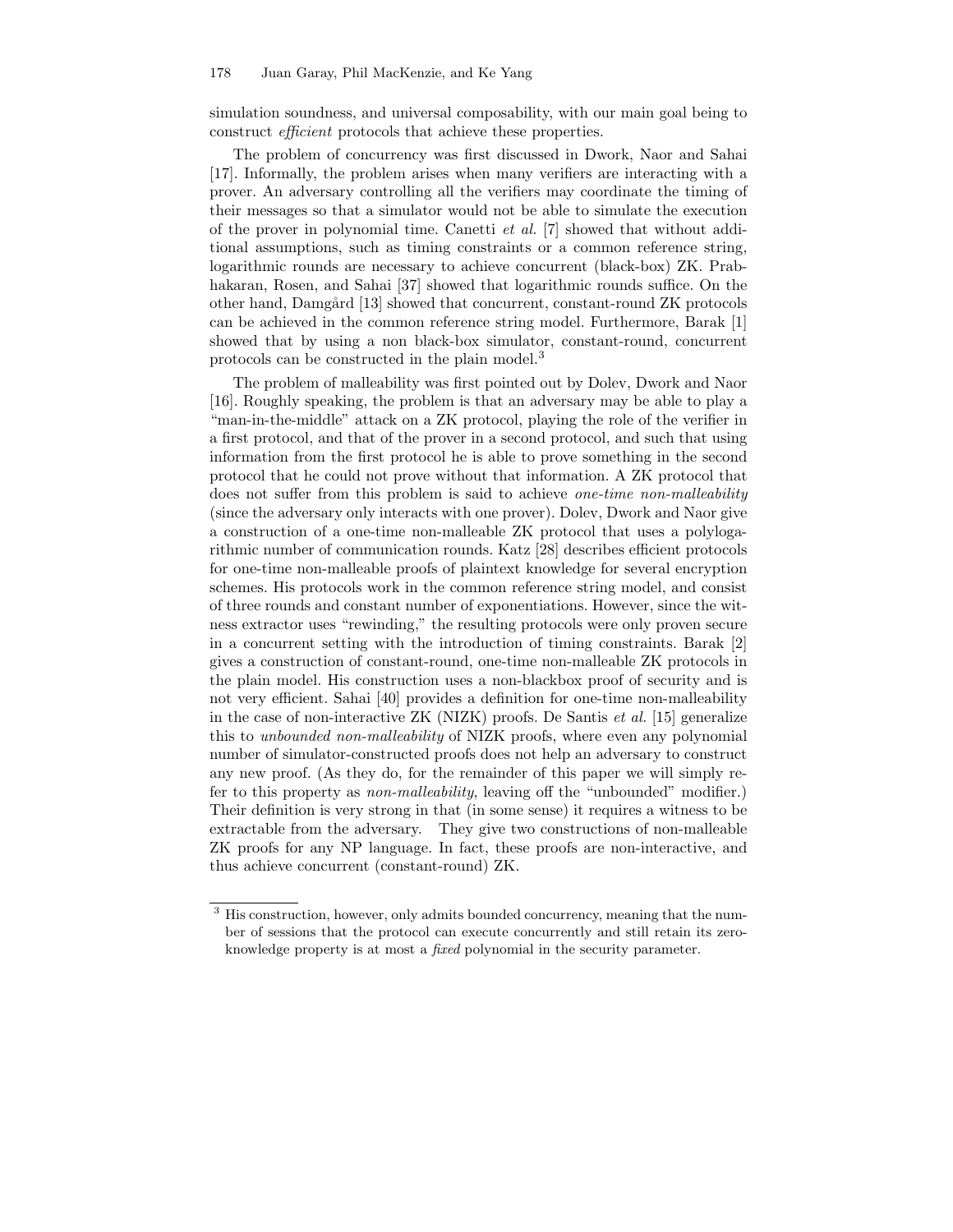simulation soundness, and universal composability, with our main goal being to construct *efficient* protocols that achieve these properties.

The problem of concurrency was first discussed in Dwork, Naor and Sahai [17]. Informally, the problem arises when many verifiers are interacting with a prover. An adversary controlling all the verifiers may coordinate the timing of their messages so that a simulator would not be able to simulate the execution of the prover in polynomial time. Canetti *et al.* [7] showed that without additional assumptions, such as timing constraints or a common reference string, logarithmic rounds are necessary to achieve concurrent (black-box) ZK. Prabhakaran, Rosen, and Sahai [37] showed that logarithmic rounds suffice. On the other hand, Damgård [13] showed that concurrent, constant-round ZK protocols can be achieved in the common reference string model. Furthermore, Barak [1] showed that by using a non black-box simulator, constant-round, concurrent protocols can be constructed in the plain model.[3]

The problem of malleability was first pointed out by Dolev, Dwork and Naor [16]. Roughly speaking, the problem is that an adversary may be able to play a "man-in-the-middle" attack on a ZK protocol, playing the role of the verifier in a first protocol, and that of the prover in a second protocol, and such that using information from the first protocol he is able to prove something in the second protocol that he could not prove without that information. A ZK protocol that does not suffer from this problem is said to achieve *one-time non-malleability* (since the adversary only interacts with one prover). Dolev, Dwork and Naor give a construction of a one-time non-malleable ZK protocol that uses a polylogarithmic number of communication rounds. Katz [28] describes efficient protocols for one-time non-malleable proofs of plaintext knowledge for several encryption schemes. His protocols work in the common reference string model, and consist of three rounds and constant number of exponentiations. However, since the witness extractor uses "rewinding," the resulting protocols were only proven secure in a concurrent setting with the introduction of timing constraints. Barak [2] gives a construction of constant-round, one-time non-malleable ZK protocols in the plain model. His construction uses a non-blackbox proof of security and is not very efficient. Sahai [40] provides a definition for one-time non-malleability in the case of non-interactive ZK (NIZK) proofs. De Santis *et al.* [15] generalize this to *unbounded non-malleability* of NIZK proofs, where even any polynomial number of simulator-constructed proofs does not help an adversary to construct any new proof. (As they do, for the remainder of this paper we will simply refer to this property as *non-malleability*, leaving off the "unbounded" modifier.) Their definition is very strong in that (in some sense) it requires a witness to be extractable from the adversary. They give two constructions of non-malleable ZK proofs for any NP language. In fact, these proofs are non-interactive, and thus achieve concurrent (constant-round) ZK.

[3] His construction, however, only admits bounded concurrency, meaning that the number of sessions that the protocol can execute concurrently and still retain its zero-knowledge property is at most a *fixed* polynomial in the security parameter.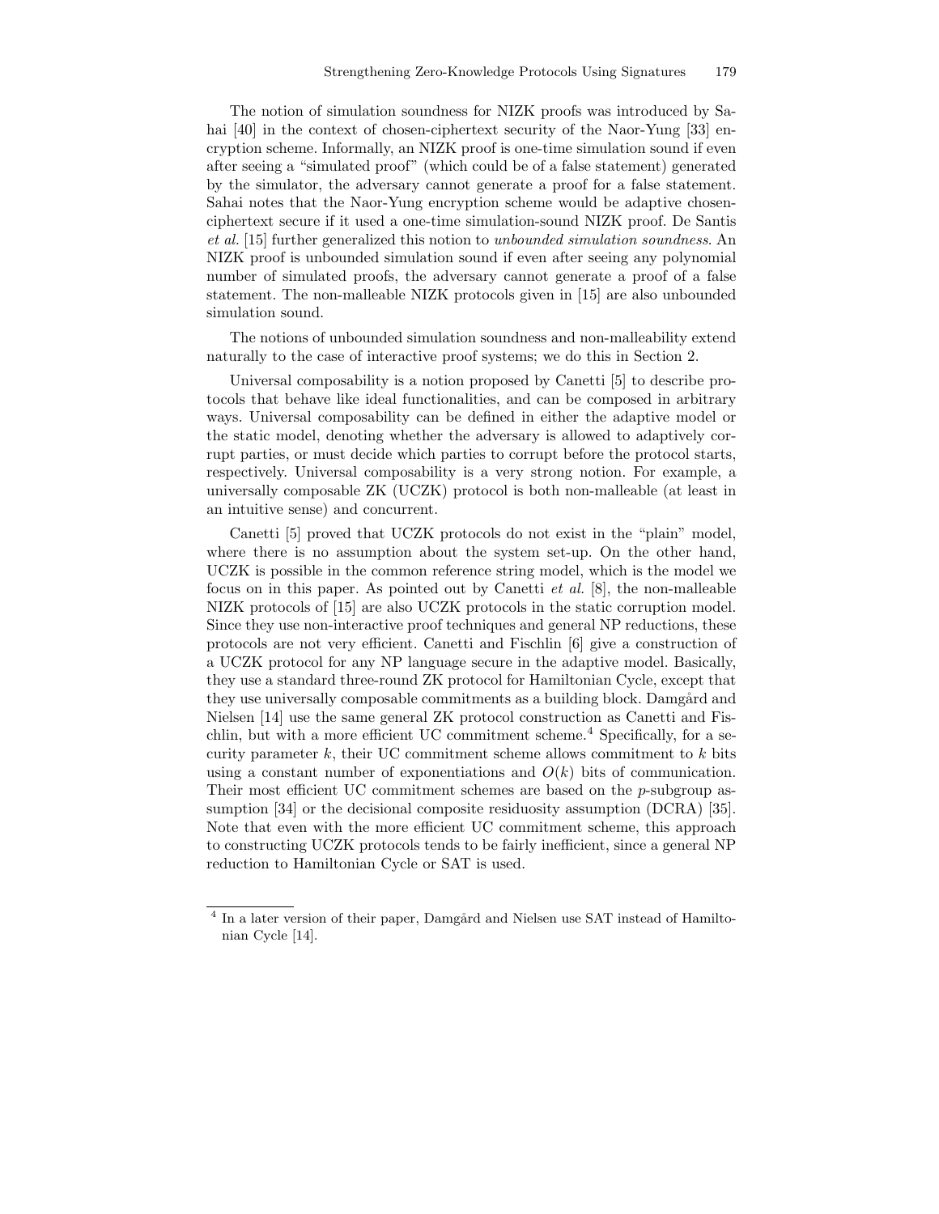The notion of simulation soundness for NIZK proofs was introduced by Sahai [40] in the context of chosen-ciphertext security of the Naor-Yung [33] encryption scheme. Informally, an NIZK proof is one-time simulation sound if even after seeing a "simulated proof" (which could be of a false statement) generated by the simulator, the adversary cannot generate a proof for a false statement. Sahai notes that the Naor-Yung encryption scheme would be adaptive chosen-ciphertext secure if it used a one-time simulation-sound NIZK proof. De Santis *et al.* [15] further generalized this notion to *unbounded simulation soundness*. An NIZK proof is unbounded simulation sound if even after seeing any polynomial number of simulated proofs, the adversary cannot generate a proof of a false statement. The non-malleable NIZK protocols given in [15] are also unbounded simulation sound.

The notions of unbounded simulation soundness and non-malleability extend naturally to the case of interactive proof systems; we do this in Section 2.

Universal composability is a notion proposed by Canetti [5] to describe protocols that behave like ideal functionalities, and can be composed in arbitrary ways. Universal composability can be defined in either the adaptive model or the static model, denoting whether the adversary is allowed to adaptively corrupt parties, or must decide which parties to corrupt before the protocol starts, respectively. Universal composability is a very strong notion. For example, a universally composable ZK (UCZK) protocol is both non-malleable (at least in an intuitive sense) and concurrent.

Canetti [5] proved that UCZK protocols do not exist in the "plain" model, where there is no assumption about the system set-up. On the other hand, UCZK is possible in the common reference string model, which is the model we focus on in this paper. As pointed out by Canetti *et al.* [8], the non-malleable NIZK protocols of [15] are also UCZK protocols in the static corruption model. Since they use non-interactive proof techniques and general NP reductions, these protocols are not very efficient. Canetti and Fischlin [6] give a construction of a UCZK protocol for any NP language secure in the adaptive model. Basically, they use a standard three-round ZK protocol for Hamiltonian Cycle, except that they use universally composable commitments as a building block. Damgård and Nielsen [14] use the same general ZK protocol construction as Canetti and Fischlin, but with a more efficient UC commitment scheme.[4] Specifically, for a security parameter $k$, their UC commitment scheme allows commitment to $k$ bits using a constant number of exponentiations and $O(k)$ bits of communication. Their most efficient UC commitment schemes are based on the $p$-subgroup assumption [34] or the decisional composite residuosity assumption (DCRA) [35]. Note that even with the more efficient UC commitment scheme, this approach to constructing UCZK protocols tends to be fairly inefficient, since a general NP reduction to Hamiltonian Cycle or SAT is used.

---

[4] In a later version of their paper, Damgård and Nielsen use SAT instead of Hamiltonian Cycle [14].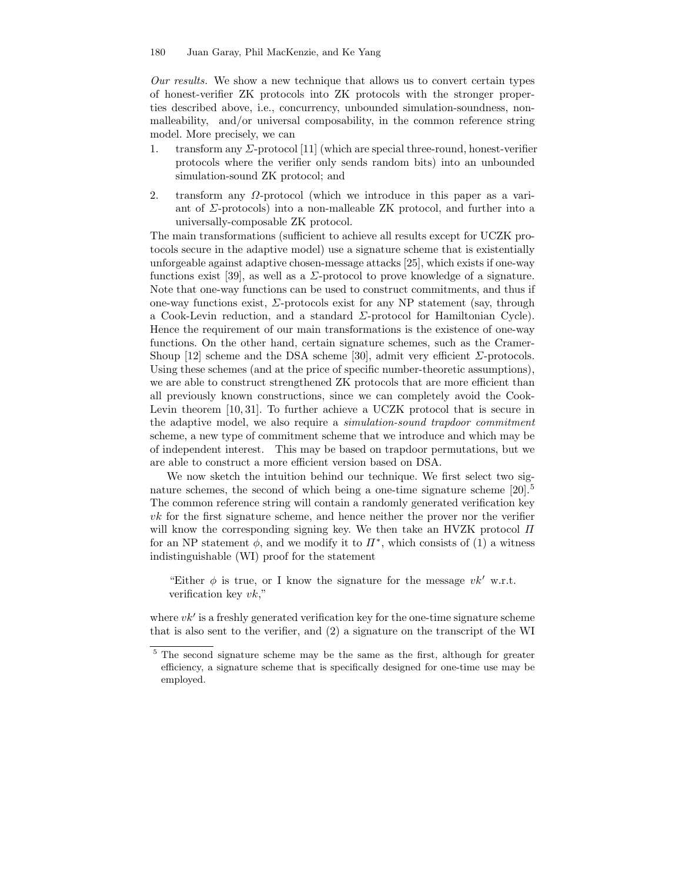*Our results.* We show a new technique that allows us to convert certain types of honest-verifier ZK protocols into ZK protocols with the stronger properties described above, i.e., concurrency, unbounded simulation-soundness, non-malleability, and/or universal composability, in the common reference string model. More precisely, we can

1. transform any $\Sigma$-protocol [11] (which are special three-round, honest-verifier protocols where the verifier only sends random bits) into an unbounded simulation-sound ZK protocol; and
2. transform any $\Omega$-protocol (which we introduce in this paper as a variant of $\Sigma$-protocols) into a non-malleable ZK protocol, and further into a universally-composable ZK protocol.

The main transformations (sufficient to achieve all results except for UCZK protocols secure in the adaptive model) use a signature scheme that is existentially unforgeable against adaptive chosen-message attacks [25], which exists if one-way functions exist [39], as well as a $\Sigma$-protocol to prove knowledge of a signature. Note that one-way functions can be used to construct commitments, and thus if one-way functions exist, $\Sigma$-protocols exist for any NP statement (say, through a Cook-Levin reduction, and a standard $\Sigma$-protocol for Hamiltonian Cycle). Hence the requirement of our main transformations is the existence of one-way functions. On the other hand, certain signature schemes, such as the Cramer-Shoup [12] scheme and the DSA scheme [30], admit very efficient $\Sigma$-protocols. Using these schemes (and at the price of specific number-theoretic assumptions), we are able to construct strengthened ZK protocols that are more efficient than all previously known constructions, since we can completely avoid the Cook-Levin theorem [10, 31]. To further achieve a UCZK protocol that is secure in the adaptive model, we also require a *simulation-sound trapdoor commitment* scheme, a new type of commitment scheme that we introduce and which may be of independent interest. This may be based on trapdoor permutations, but we are able to construct a more efficient version based on DSA.

We now sketch the intuition behind our technique. We first select two signature schemes, the second of which being a one-time signature scheme [20].[5] The common reference string will contain a randomly generated verification key $vk$ for the first signature scheme, and hence neither the prover nor the verifier will know the corresponding signing key. We then take an HVZK protocol $\Pi$ for an NP statement $\phi$, and we modify it to $\Pi^*$, which consists of (1) a witness indistinguishable (WI) proof for the statement

> "Either $\phi$ is true, or I know the signature for the message $vk'$ w.r.t. verification key $vk$,"

where $vk'$ is a freshly generated verification key for the one-time signature scheme that is also sent to the verifier, and (2) a signature on the transcript of the WI

[5] The second signature scheme may be the same as the first, although for greater efficiency, a signature scheme that is specifically designed for one-time use may be employed.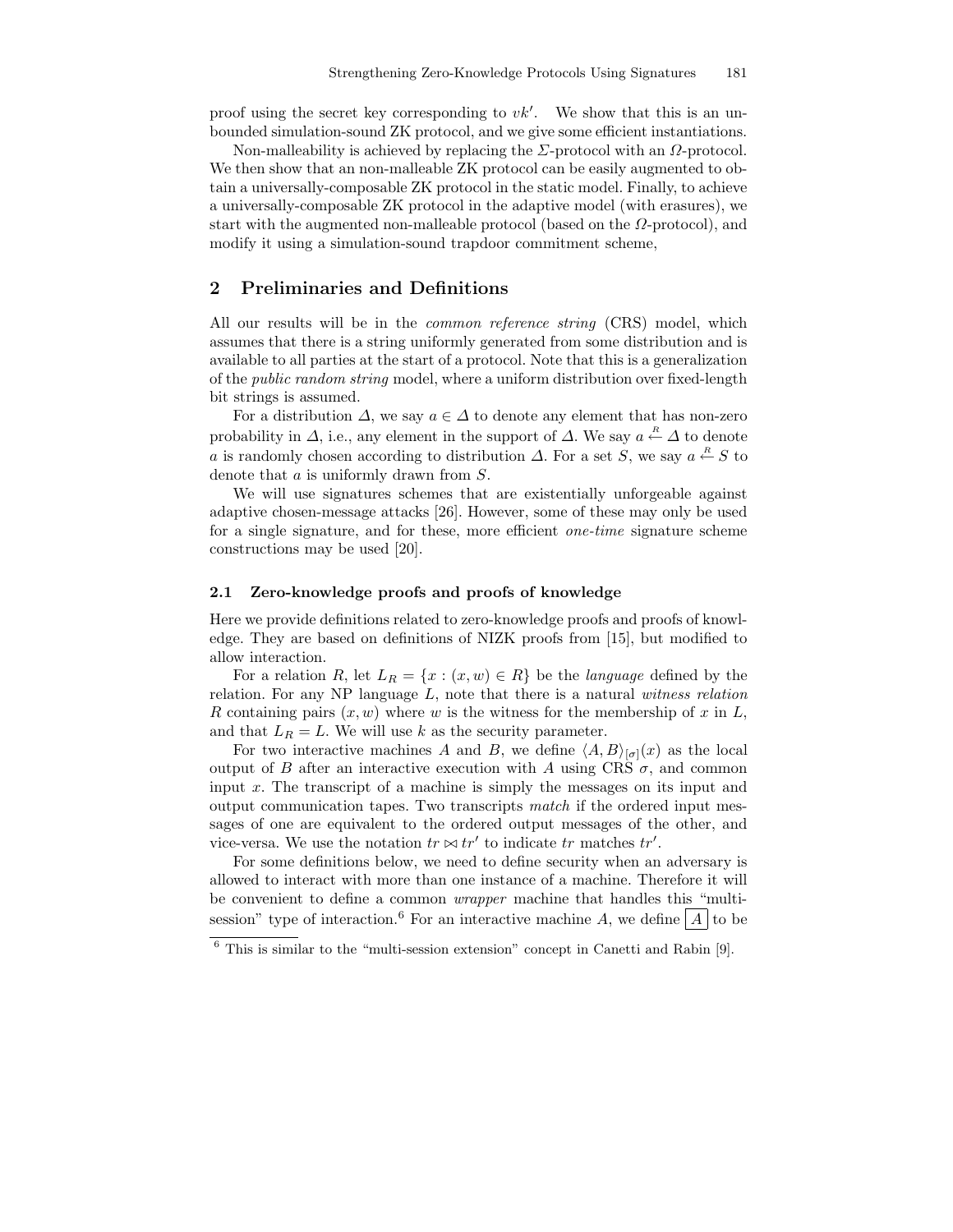proof using the secret key corresponding to $vk'$. We show that this is an unbounded simulation-sound ZK protocol, and we give some efficient instantiations.

Non-malleability is achieved by replacing the $\Sigma$-protocol with an $\Omega$-protocol. We then show that an non-malleable ZK protocol can be easily augmented to obtain a universally-composable ZK protocol in the static model. Finally, to achieve a universally-composable ZK protocol in the adaptive model (with erasures), we start with the augmented non-malleable protocol (based on the $\Omega$-protocol), and modify it using a simulation-sound trapdoor commitment scheme,

## 2 Preliminaries and Definitions

All our results will be in the *common reference string* (CRS) model, which assumes that there is a string uniformly generated from some distribution and is available to all parties at the start of a protocol. Note that this is a generalization of the *public random string* model, where a uniform distribution over fixed-length bit strings is assumed.

For a distribution $\Delta$, we say $a \in \Delta$ to denote any element that has non-zero probability in $\Delta$, i.e., any element in the support of $\Delta$. We say $a \stackrel{R}{\leftarrow} \Delta$ to denote $a$ is randomly chosen according to distribution $\Delta$. For a set $S$, we say $a \stackrel{R}{\leftarrow} S$ to denote that $a$ is uniformly drawn from $S$.

We will use signatures schemes that are existentially unforgeable against adaptive chosen-message attacks [26]. However, some of these may only be used for a single signature, and for these, more efficient *one-time* signature scheme constructions may be used [20].

### 2.1 Zero-knowledge proofs and proofs of knowledge

Here we provide definitions related to zero-knowledge proofs and proofs of knowledge. They are based on definitions of NIZK proofs from [15], but modified to allow interaction.

For a relation $R$, let $L_R = \{x : (x, w) \in R\}$ be the *language* defined by the relation. For any NP language $L$, note that there is a natural *witness relation* $R$ containing pairs $(x, w)$ where $w$ is the witness for the membership of $x$ in $L$, and that $L_R = L$. We will use $k$ as the security parameter.

For two interactive machines $A$ and $B$, we define $\langle A, B \rangle_{[\sigma]}(x)$ as the local output of $B$ after an interactive execution with $A$ using CRS $\sigma$, and common input $x$. The transcript of a machine is simply the messages on its input and output communication tapes. Two transcripts *match* if the ordered input messages of one are equivalent to the ordered output messages of the other, and vice-versa. We use the notation $tr \bowtie tr'$ to indicate $tr$ matches $tr'$.

For some definitions below, we need to define security when an adversary is allowed to interact with more than one instance of a machine. Therefore it will be convenient to define a common *wrapper* machine that handles this "multi-session" type of interaction.[6] For an interactive machine $A$, we define $\boxed{A}$ to be

[6] This is similar to the "multi-session extension" concept in Canetti and Rabin [9].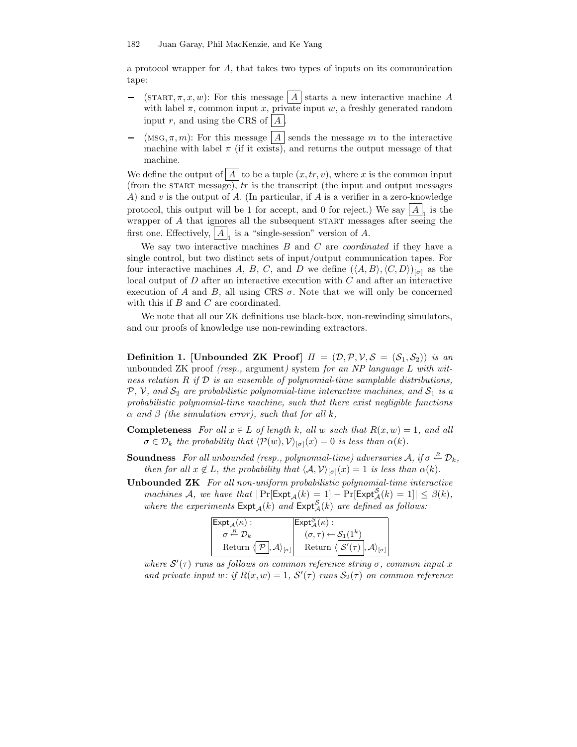a protocol wrapper for $A$, that takes two types of inputs on its communication tape:

- $(\text{START}, \pi, x, w)$: For this message $\boxed{A}$ starts a new interactive machine $A$ with label $\pi$, common input $x$, private input $w$, a freshly generated random input $r$, and using the CRS of $\boxed{A}$.
- $(\text{MSG}, \pi, m)$: For this message $\boxed{A}$ sends the message $m$ to the interactive machine with label $\pi$ (if it exists), and returns the output message of that machine.

We define the output of $\boxed{A}$ to be a tuple $(x, tr, v)$, where $x$ is the common input (from the START message), $tr$ is the transcript (the input and output messages $A$) and $v$ is the output of $A$. (In particular, if $A$ is a verifier in a zero-knowledge protocol, this output will be 1 for accept, and 0 for reject.) We say $\boxed{A}_1$ is the wrapper of $A$ that ignores all the subsequent START messages after seeing the first one. Effectively, $\boxed{A}_1$ is a "single-session" version of $A$.

We say two interactive machines $B$ and $C$ are *coordinated* if they have a single control, but two distinct sets of input/output communication tapes. For four interactive machines $A$, $B$, $C$, and $D$ we define $(\langle A, B\rangle, \langle C, D\rangle)_{[\sigma]}$ as the local output of $D$ after an interactive execution with $C$ and after an interactive execution of $A$ and $B$, all using CRS $\sigma$. Note that we will only be concerned with this if $B$ and $C$ are coordinated.

We note that all our ZK definitions use black-box, non-rewinding simulators, and our proofs of knowledge use non-rewinding extractors.

**Definition 1. [Unbounded ZK Proof]** *$\Pi = (\mathcal{D}, \mathcal{P}, \mathcal{V}, \mathcal{S} = (\mathcal{S}_1, \mathcal{S}_2))$ is an* unbounded ZK proof *(resp.,* argument*) system for an NP language $L$ with witness relation $R$ if $\mathcal{D}$ is an ensemble of polynomial-time samplable distributions, $\mathcal{P}$, $\mathcal{V}$, and $\mathcal{S}_2$ are probabilistic polynomial-time interactive machines, and $\mathcal{S}_1$ is a probabilistic polynomial-time machine, such that there exist negligible functions $\alpha$ and $\beta$ (the simulation error), such that for all $k$,*

**Completeness** *For all $x \in L$ of length $k$, all $w$ such that $R(x, w) = 1$, and all $\sigma \in \mathcal{D}_k$ the probability that $\langle \mathcal{P}(w), \mathcal{V}\rangle_{[\sigma]}(x) = 0$ is less than $\alpha(k)$.*

**Soundness** *For all unbounded (resp., polynomial-time) adversaries $\mathcal{A}$, if $\sigma \stackrel{R}{\leftarrow} \mathcal{D}_k$, then for all $x \notin L$, the probability that $\langle \mathcal{A}, \mathcal{V}\rangle_{[\sigma]}(x) = 1$ is less than $\alpha(k)$.*

**Unbounded ZK** *For all non-uniform probabilistic polynomial-time interactive machines $\mathcal{A}$, we have that $|\Pr[\mathsf{Expt}_{\mathcal{A}}(k) = 1] - \Pr[\mathsf{Expt}^{\mathcal{S}}_{\mathcal{A}}(k) = 1]| \leq \beta(k)$, where the experiments $\mathsf{Expt}_{\mathcal{A}}(k)$ and $\mathsf{Expt}^{\mathcal{S}}_{\mathcal{A}}(k)$ are defined as follows:*

| $\mathsf{Expt}_{\mathcal{A}}(\kappa)$ : | $\mathsf{Expt}^{\mathcal{S}}_{\mathcal{A}}(\kappa)$ : |
|---|---|
| $\sigma \stackrel{R}{\leftarrow} \mathcal{D}_k$ | $(\sigma, \tau) \leftarrow \mathcal{S}_1(1^k)$ |
| Return $\langle \boxed{\mathcal{P}}, \mathcal{A}\rangle_{[\sigma]}$ | Return $\langle \boxed{\mathcal{S}'(\tau)}, \mathcal{A}\rangle_{[\sigma]}$ |

*where $\mathcal{S}'(\tau)$ runs as follows on common reference string $\sigma$, common input $x$ and private input $w$: if $R(x, w) = 1$, $\mathcal{S}'(\tau)$ runs $\mathcal{S}_2(\tau)$ on common reference*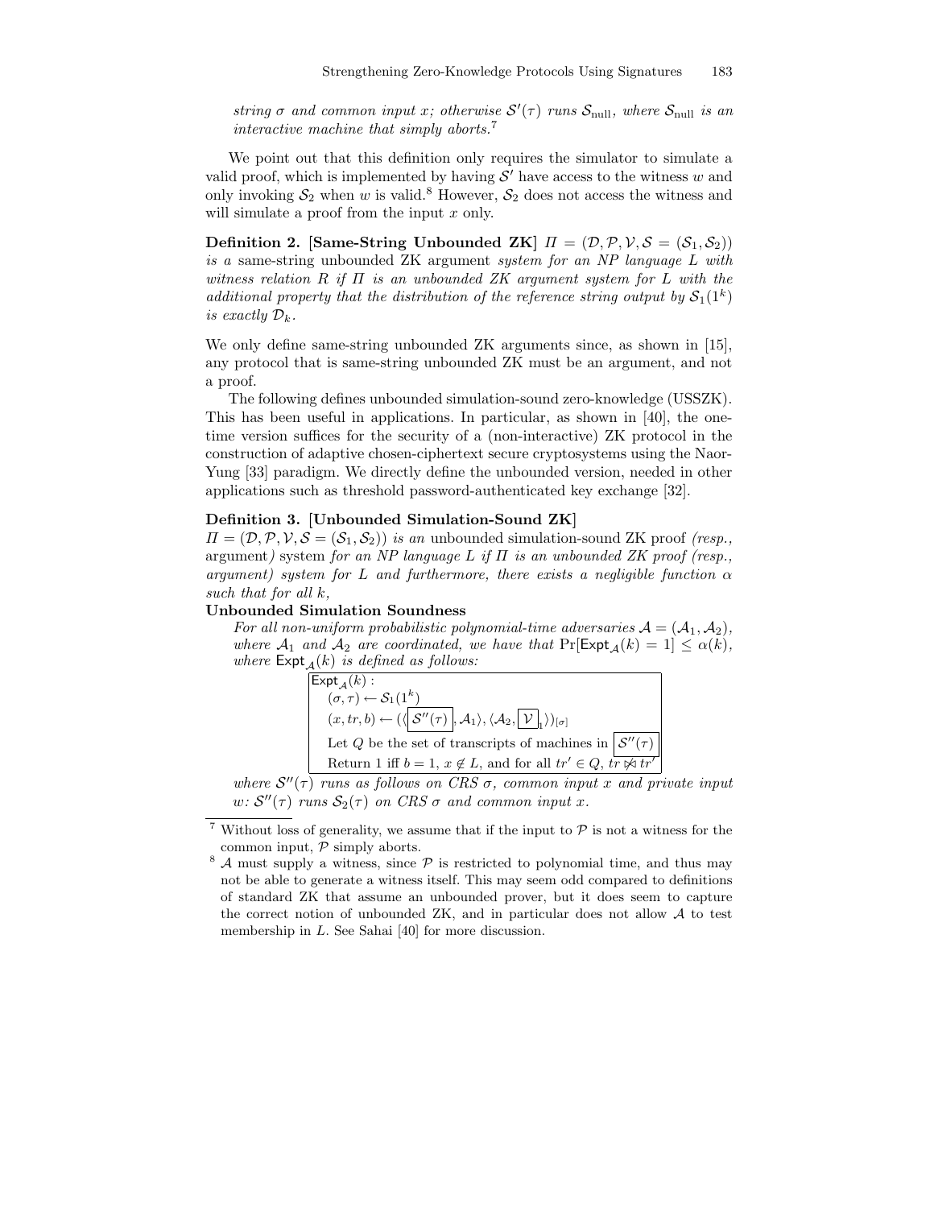*string $\sigma$ and common input $x$; otherwise $\mathcal{S}'(\tau)$ runs $\mathcal{S}_{\text{null}}$, where $\mathcal{S}_{\text{null}}$ is an interactive machine that simply aborts.*[7]

We point out that this definition only requires the simulator to simulate a valid proof, which is implemented by having $\mathcal{S}'$ have access to the witness $w$ and only invoking $\mathcal{S}_2$ when $w$ is valid.[8] However, $\mathcal{S}_2$ does not access the witness and will simulate a proof from the input $x$ only.

**Definition 2. [Same-String Unbounded ZK]** *$\Pi = (\mathcal{D}, \mathcal{P}, \mathcal{V}, \mathcal{S} = (\mathcal{S}_1, \mathcal{S}_2))$ is a* same-string unbounded ZK argument *system for an NP language $L$ with witness relation $R$ if $\Pi$ is an unbounded ZK argument system for $L$ with the additional property that the distribution of the reference string output by $\mathcal{S}_1(1^k)$ is exactly $\mathcal{D}_k$.*

We only define same-string unbounded ZK arguments since, as shown in [15], any protocol that is same-string unbounded ZK must be an argument, and not a proof.

The following defines unbounded simulation-sound zero-knowledge (USSZK). This has been useful in applications. In particular, as shown in [40], the one-time version suffices for the security of a (non-interactive) ZK protocol in the construction of adaptive chosen-ciphertext secure cryptosystems using the Naor-Yung [33] paradigm. We directly define the unbounded version, needed in other applications such as threshold password-authenticated key exchange [32].

**Definition 3. [Unbounded Simulation-Sound ZK]**
*$\Pi = (\mathcal{D}, \mathcal{P}, \mathcal{V}, \mathcal{S} = (\mathcal{S}_1, \mathcal{S}_2))$ is an* unbounded simulation-sound ZK proof *(resp.,* argument*) system for an NP language $L$ if $\Pi$ is an unbounded ZK proof (resp., argument) system for $L$ and furthermore, there exists a negligible function $\alpha$ such that for all $k$,*

**Unbounded Simulation Soundness**

*For all non-uniform probabilistic polynomial-time adversaries $\mathcal{A} = (\mathcal{A}_1, \mathcal{A}_2)$, where $\mathcal{A}_1$ and $\mathcal{A}_2$ are coordinated, we have that $\Pr[\mathsf{Expt}_{\mathcal{A}}(k) = 1] \leq \alpha(k)$, where $\mathsf{Expt}_{\mathcal{A}}(k)$ is defined as follows:*

$\mathsf{Expt}_{\mathcal{A}}(k)$ :
  $(\sigma, \tau) \leftarrow \mathcal{S}_1(1^k)$
  $(x, tr, b) \leftarrow (\langle \boxed{\mathcal{S}''(\tau)}, \mathcal{A}_1 \rangle, \langle \mathcal{A}_2, \boxed{\mathcal{V}}_1 \rangle)_{[\sigma]}$
  Let $Q$ be the set of transcripts of machines in $\boxed{\mathcal{S}''(\tau)}$
  Return 1 iff $b = 1$, $x \notin L$, and for all $tr' \in Q$, $tr \not\bowtie tr'$

*where $\mathcal{S}''(\tau)$ runs as follows on CRS $\sigma$, common input $x$ and private input $w$: $\mathcal{S}''(\tau)$ runs $\mathcal{S}_2(\tau)$ on CRS $\sigma$ and common input $x$.*

---

[7] Without loss of generality, we assume that if the input to $\mathcal{P}$ is not a witness for the common input, $\mathcal{P}$ simply aborts.

[8] $\mathcal{A}$ must supply a witness, since $\mathcal{P}$ is restricted to polynomial time, and thus may not be able to generate a witness itself. This may seem odd compared to definitions of standard ZK that assume an unbounded prover, but it does seem to capture the correct notion of unbounded ZK, and in particular does not allow $\mathcal{A}$ to test membership in $L$. See Sahai [40] for more discussion.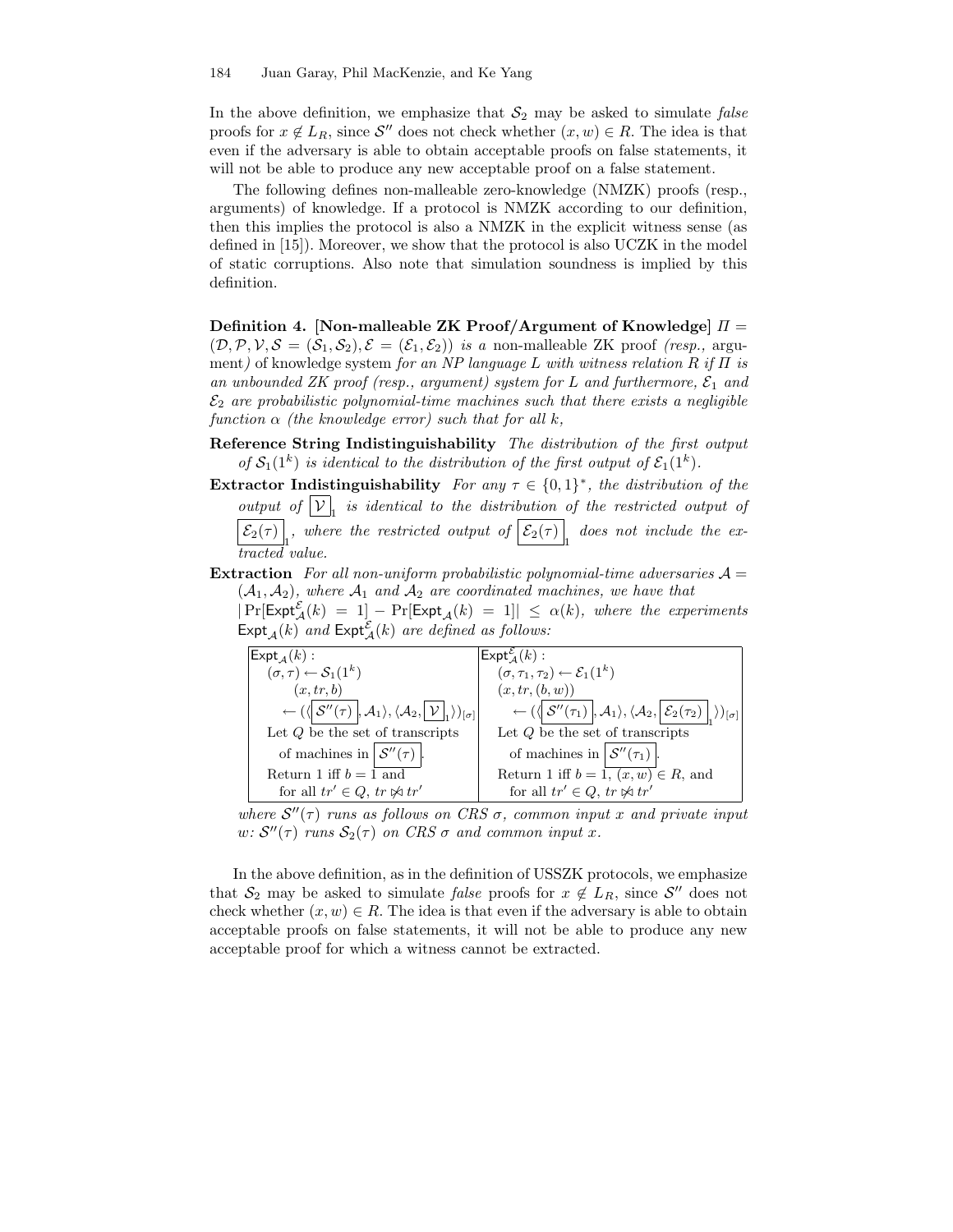In the above definition, we emphasize that $\mathcal{S}_2$ may be asked to simulate *false* proofs for $x \notin L_R$, since $\mathcal{S}''$ does not check whether $(x, w) \in R$. The idea is that even if the adversary is able to obtain acceptable proofs on false statements, it will not be able to produce any new acceptable proof on a false statement.

The following defines non-malleable zero-knowledge (NMZK) proofs (resp., arguments) of knowledge. If a protocol is NMZK according to our definition, then this implies the protocol is also a NMZK in the explicit witness sense (as defined in [15]). Moreover, we show that the protocol is also UCZK in the model of static corruptions. Also note that simulation soundness is implied by this definition.

**Definition 4. [Non-malleable ZK Proof/Argument of Knowledge]** $\Pi = (\mathcal{D}, \mathcal{P}, \mathcal{V}, \mathcal{S} = (\mathcal{S}_1, \mathcal{S}_2), \mathcal{E} = (\mathcal{E}_1, \mathcal{E}_2))$ *is a* non-malleable ZK proof *(resp.,* argument*)* of knowledge system *for an NP language $L$ with witness relation $R$ if $\Pi$ is an unbounded ZK proof (resp., argument) system for $L$ and furthermore, $\mathcal{E}_1$ and $\mathcal{E}_2$ are probabilistic polynomial-time machines such that there exists a negligible function $\alpha$ (the knowledge error) such that for all $k$,*

**Reference String Indistinguishability** *The distribution of the first output of $\mathcal{S}_1(1^k)$ is identical to the distribution of the first output of $\mathcal{E}_1(1^k)$.*

**Extractor Indistinguishability** *For any $\tau \in \{0,1\}^*$, the distribution of the output of $\boxed{\mathcal{V}}_1$ is identical to the distribution of the restricted output of $\boxed{\mathcal{E}_2(\tau)}_1$, where the restricted output of $\boxed{\mathcal{E}_2(\tau)}_1$ does not include the extracted value.*

**Extraction** *For all non-uniform probabilistic polynomial-time adversaries $\mathcal{A} = (\mathcal{A}_1, \mathcal{A}_2)$, where $\mathcal{A}_1$ and $\mathcal{A}_2$ are coordinated machines, we have that $|\Pr[\mathsf{Expt}^{\mathcal{E}}_{\mathcal{A}}(k) = 1] - \Pr[\mathsf{Expt}_{\mathcal{A}}(k) = 1]| \leq \alpha(k)$, where the experiments $\mathsf{Expt}_{\mathcal{A}}(k)$ and $\mathsf{Expt}^{\mathcal{E}}_{\mathcal{A}}(k)$ are defined as follows:*

| $\mathsf{Expt}_{\mathcal{A}}(k)$ : | $\mathsf{Expt}^{\mathcal{E}}_{\mathcal{A}}(k)$ : |
|---|---|
| $(\sigma, \tau) \leftarrow \mathcal{S}_1(1^k)$ | $(\sigma, \tau_1, \tau_2) \leftarrow \mathcal{E}_1(1^k)$ |
| $(x, tr, b)$ | $(x, tr, (b, w))$ |
| $\leftarrow (\langle \boxed{\mathcal{S}''(\tau)}, \mathcal{A}_1 \rangle, \langle \mathcal{A}_2, \boxed{\mathcal{V}}_1 \rangle)_{[\sigma]}$ | $\leftarrow (\langle \boxed{\mathcal{S}''(\tau_1)}, \mathcal{A}_1 \rangle, \langle \mathcal{A}_2, \boxed{\mathcal{E}_2(\tau_2)}_1 \rangle)_{[\sigma]}$ |
| Let $Q$ be the set of transcripts | Let $Q$ be the set of transcripts |
| of machines in $\boxed{\mathcal{S}''(\tau)}$. | of machines in $\boxed{\mathcal{S}''(\tau_1)}$. |
| Return 1 iff $b = 1$ and | Return 1 iff $b = 1$, $(x, w) \in R$, and |
| for all $tr' \in Q$, $tr \not\bowtie tr'$ | for all $tr' \in Q$, $tr \not\bowtie tr'$ |

*where $\mathcal{S}''(\tau)$ runs as follows on CRS $\sigma$, common input $x$ and private input $w$: $\mathcal{S}''(\tau)$ runs $\mathcal{S}_2(\tau)$ on CRS $\sigma$ and common input $x$.*

In the above definition, as in the definition of USSZK protocols, we emphasize that $\mathcal{S}_2$ may be asked to simulate *false* proofs for $x \notin L_R$, since $\mathcal{S}''$ does not check whether $(x, w) \in R$. The idea is that even if the adversary is able to obtain acceptable proofs on false statements, it will not be able to produce any new acceptable proof for which a witness cannot be extracted.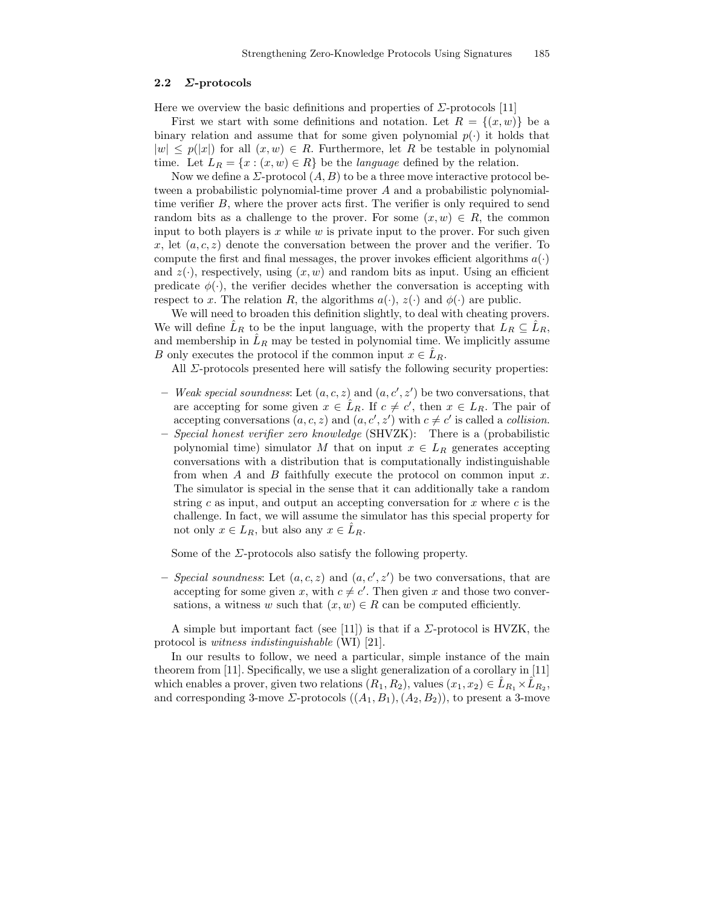### 2.2 $\Sigma$-protocols

Here we overview the basic definitions and properties of $\Sigma$-protocols [11]

First we start with some definitions and notation. Let $R = \{(x, w)\}$ be a binary relation and assume that for some given polynomial $p(\cdot)$ it holds that $|w| \leq p(|x|)$ for all $(x, w) \in R$. Furthermore, let $R$ be testable in polynomial time. Let $L_R = \{x : (x, w) \in R\}$ be the *language* defined by the relation.

Now we define a $\Sigma$-protocol $(A, B)$ to be a three move interactive protocol between a probabilistic polynomial-time prover $A$ and a probabilistic polynomial-time verifier $B$, where the prover acts first. The verifier is only required to send random bits as a challenge to the prover. For some $(x, w) \in R$, the common input to both players is $x$ while $w$ is private input to the prover. For such given $x$, let $(a, c, z)$ denote the conversation between the prover and the verifier. To compute the first and final messages, the prover invokes efficient algorithms $a(\cdot)$ and $z(\cdot)$, respectively, using $(x, w)$ and random bits as input. Using an efficient predicate $\phi(\cdot)$, the verifier decides whether the conversation is accepting with respect to $x$. The relation $R$, the algorithms $a(\cdot)$, $z(\cdot)$ and $\phi(\cdot)$ are public.

We will need to broaden this definition slightly, to deal with cheating provers. We will define $\hat{L}_R$ to be the input language, with the property that $L_R \subseteq \hat{L}_R$, and membership in $\hat{L}_R$ may be tested in polynomial time. We implicitly assume $B$ only executes the protocol if the common input $x \in \hat{L}_R$.

All $\Sigma$-protocols presented here will satisfy the following security properties:

- *Weak special soundness*: Let $(a, c, z)$ and $(a, c', z')$ be two conversations, that are accepting for some given $x \in \hat{L}_R$. If $c \neq c'$, then $x \in L_R$. The pair of accepting conversations $(a, c, z)$ and $(a, c', z')$ with $c \neq c'$ is called a *collision*.
- *Special honest verifier zero knowledge* (SHVZK): There is a (probabilistic polynomial time) simulator $M$ that on input $x \in L_R$ generates accepting conversations with a distribution that is computationally indistinguishable from when $A$ and $B$ faithfully execute the protocol on common input $x$. The simulator is special in the sense that it can additionally take a random string $c$ as input, and output an accepting conversation for $x$ where $c$ is the challenge. In fact, we will assume the simulator has this special property for not only $x \in L_R$, but also any $x \in \hat{L}_R$.

Some of the $\Sigma$-protocols also satisfy the following property.

- *Special soundness*: Let $(a, c, z)$ and $(a, c', z')$ be two conversations, that are accepting for some given $x$, with $c \neq c'$. Then given $x$ and those two conversations, a witness $w$ such that $(x, w) \in R$ can be computed efficiently.

A simple but important fact (see [11]) is that if a $\Sigma$-protocol is HVZK, the protocol is *witness indistinguishable* (WI) [21].

In our results to follow, we need a particular, simple instance of the main theorem from [11]. Specifically, we use a slight generalization of a corollary in [11] which enables a prover, given two relations $(R_1, R_2)$, values $(x_1, x_2) \in \hat{L}_{R_1} \times \hat{L}_{R_2}$, and corresponding 3-move $\Sigma$-protocols $((A_1, B_1), (A_2, B_2))$, to present a 3-move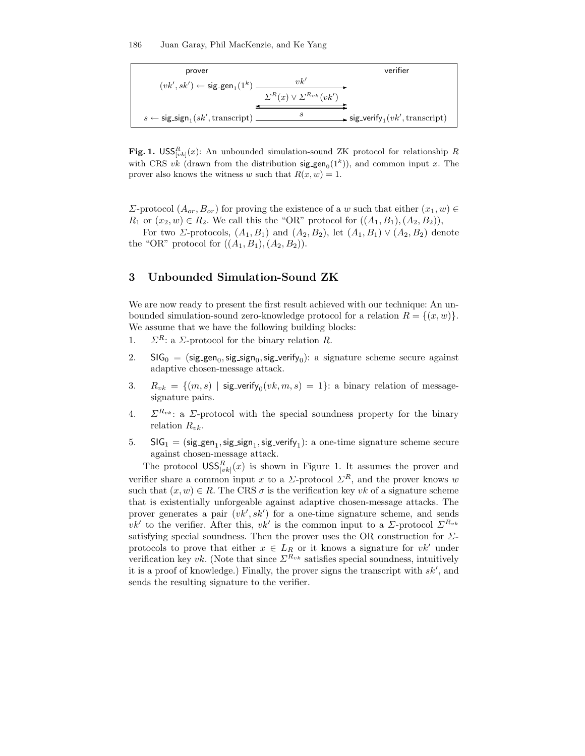| prover | | verifier |
|---|---|---|
| $(vk', sk') \leftarrow \mathsf{sig\_gen}_1(1^k)$ | $\xrightarrow{\quad vk' \quad}$ | |
| | $\Sigma^R(x) \vee \Sigma^{R_{vk}}(vk')$ | |
| $s \leftarrow \mathsf{sig\_sign}_1(sk', \text{transcript})$ | $\xrightarrow{\quad s \quad}$ | $\mathsf{sig\_verify}_1(vk', \text{transcript})$ |

**Fig. 1.** $\mathsf{USS}^R_{[vk]}(x)$: An unbounded simulation-sound ZK protocol for relationship $R$ with CRS $vk$ (drawn from the distribution $\mathsf{sig\_gen}_0(1^k)$), and common input $x$. The prover also knows the witness $w$ such that $R(x, w) = 1$.

$\Sigma$-protocol $(A_{or}, B_{or})$ for proving the existence of a $w$ such that either $(x_1, w) \in R_1$ or $(x_2, w) \in R_2$. We call this the "OR" protocol for $((A_1, B_1), (A_2, B_2))$,

For two $\Sigma$-protocols, $(A_1, B_1)$ and $(A_2, B_2)$, let $(A_1, B_1) \vee (A_2, B_2)$ denote the "OR" protocol for $((A_1, B_1), (A_2, B_2))$.

## 3 Unbounded Simulation-Sound ZK

We are now ready to present the first result achieved with our technique: An unbounded simulation-sound zero-knowledge protocol for a relation $R = \{(x, w)\}$. We assume that we have the following building blocks:

1. $\Sigma^R$: a $\Sigma$-protocol for the binary relation $R$.
2. $\mathsf{SIG}_0 = (\mathsf{sig\_gen}_0, \mathsf{sig\_sign}_0, \mathsf{sig\_verify}_0)$: a signature scheme secure against adaptive chosen-message attack.
3. $R_{vk} = \{(m, s) \mid \mathsf{sig\_verify}_0(vk, m, s) = 1\}$: a binary relation of message-signature pairs.
4. $\Sigma^{R_{vk}}$: a $\Sigma$-protocol with the special soundness property for the binary relation $R_{vk}$.
5. $\mathsf{SIG}_1 = (\mathsf{sig\_gen}_1, \mathsf{sig\_sign}_1, \mathsf{sig\_verify}_1)$: a one-time signature scheme secure against chosen-message attack.

The protocol $\mathsf{USS}^R_{[vk]}(x)$ is shown in Figure 1. It assumes the prover and verifier share a common input $x$ to a $\Sigma$-protocol $\Sigma^R$, and the prover knows $w$ such that $(x, w) \in R$. The CRS $\sigma$ is the verification key $vk$ of a signature scheme that is existentially unforgeable against adaptive chosen-message attacks. The prover generates a pair $(vk', sk')$ for a one-time signature scheme, and sends $vk'$ to the verifier. After this, $vk'$ is the common input to a $\Sigma$-protocol $\Sigma^{R_{vk}}$ satisfying special soundness. Then the prover uses the OR construction for $\Sigma$-protocols to prove that either $x \in L_R$ or it knows a signature for $vk'$ under verification key $vk$. (Note that since $\Sigma^{R_{vk}}$ satisfies special soundness, intuitively it is a proof of knowledge.) Finally, the prover signs the transcript with $sk'$, and sends the resulting signature to the verifier.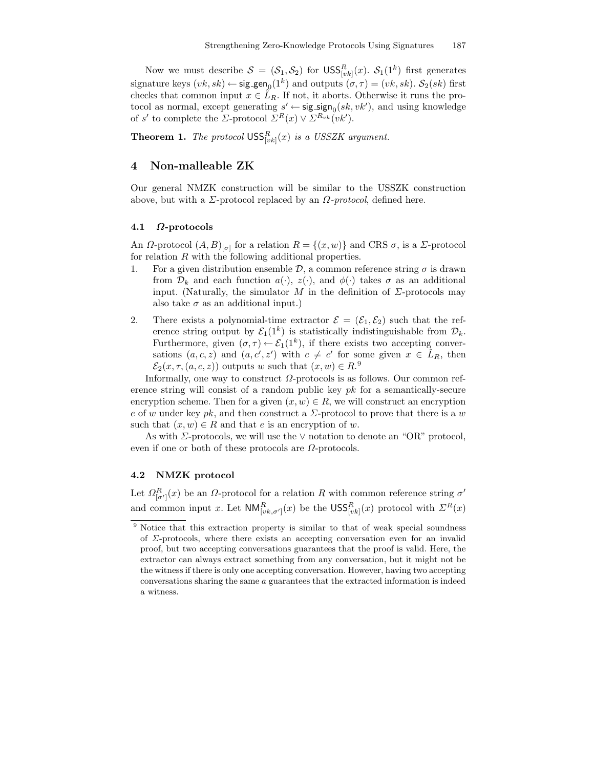Now we must describe $\mathcal{S} = (\mathcal{S}_1, \mathcal{S}_2)$ for $\mathsf{USS}^R_{[vk]}(x)$. $\mathcal{S}_1(1^k)$ first generates signature keys $(vk, sk) \leftarrow \mathsf{sig\_gen}_0(1^k)$ and outputs $(\sigma, \tau) = (vk, sk)$. $\mathcal{S}_2(sk)$ first checks that common input $x \in \hat{L}_R$. If not, it aborts. Otherwise it runs the protocol as normal, except generating $s' \leftarrow \mathsf{sig\_sign}_0(sk, vk')$, and using knowledge of $s'$ to complete the $\Sigma$-protocol $\Sigma^R(x) \vee \Sigma^{R_{vk}}(vk')$.

**Theorem 1.** *The protocol* $\mathsf{USS}^R_{[vk]}(x)$ *is a USSZK argument.*

# 4 Non-malleable ZK

Our general NMZK construction will be similar to the USSZK construction above, but with a $\Sigma$-protocol replaced by an *$\Omega$-protocol*, defined here.

## 4.1 $\Omega$-protocols

An $\Omega$-protocol $(A, B)_{[\sigma]}$ for a relation $R = \{(x, w)\}$ and CRS $\sigma$, is a $\Sigma$-protocol for relation $R$ with the following additional properties.

1. For a given distribution ensemble $\mathcal{D}$, a common reference string $\sigma$ is drawn from $\mathcal{D}_k$ and each function $a(\cdot)$, $z(\cdot)$, and $\phi(\cdot)$ takes $\sigma$ as an additional input. (Naturally, the simulator $M$ in the definition of $\Sigma$-protocols may also take $\sigma$ as an additional input.)
2. There exists a polynomial-time extractor $\mathcal{E} = (\mathcal{E}_1, \mathcal{E}_2)$ such that the reference string output by $\mathcal{E}_1(1^k)$ is statistically indistinguishable from $\mathcal{D}_k$. Furthermore, given $(\sigma, \tau) \leftarrow \mathcal{E}_1(1^k)$, if there exists two accepting conversations $(a, c, z)$ and $(a, c', z')$ with $c \neq c'$ for some given $x \in \hat{L}_R$, then $\mathcal{E}_2(x, \tau, (a, c, z))$ outputs $w$ such that $(x, w) \in R$.[9]

Informally, one way to construct $\Omega$-protocols is as follows. Our common reference string will consist of a random public key $pk$ for a semantically-secure encryption scheme. Then for a given $(x, w) \in R$, we will construct an encryption $e$ of $w$ under key $pk$, and then construct a $\Sigma$-protocol to prove that there is a $w$ such that $(x, w) \in R$ and that $e$ is an encryption of $w$.

As with $\Sigma$-protocols, we will use the $\vee$ notation to denote an "OR" protocol, even if one or both of these protocols are $\Omega$-protocols.

## 4.2 NMZK protocol

Let $\Omega^R_{[\sigma']}(x)$ be an $\Omega$-protocol for a relation $R$ with common reference string $\sigma'$ and common input $x$. Let $\mathsf{NM}^R_{[vk,\sigma']}(x)$ be the $\mathsf{USS}^R_{[vk]}(x)$ protocol with $\Sigma^R(x)$

[9] Notice that this extraction property is similar to that of weak special soundness of $\Sigma$-protocols, where there exists an accepting conversation even for an invalid proof, but two accepting conversations guarantees that the proof is valid. Here, the extractor can always extract something from any conversation, but it might not be the witness if there is only one accepting conversation. However, having two accepting conversations sharing the same $a$ guarantees that the extracted information is indeed a witness.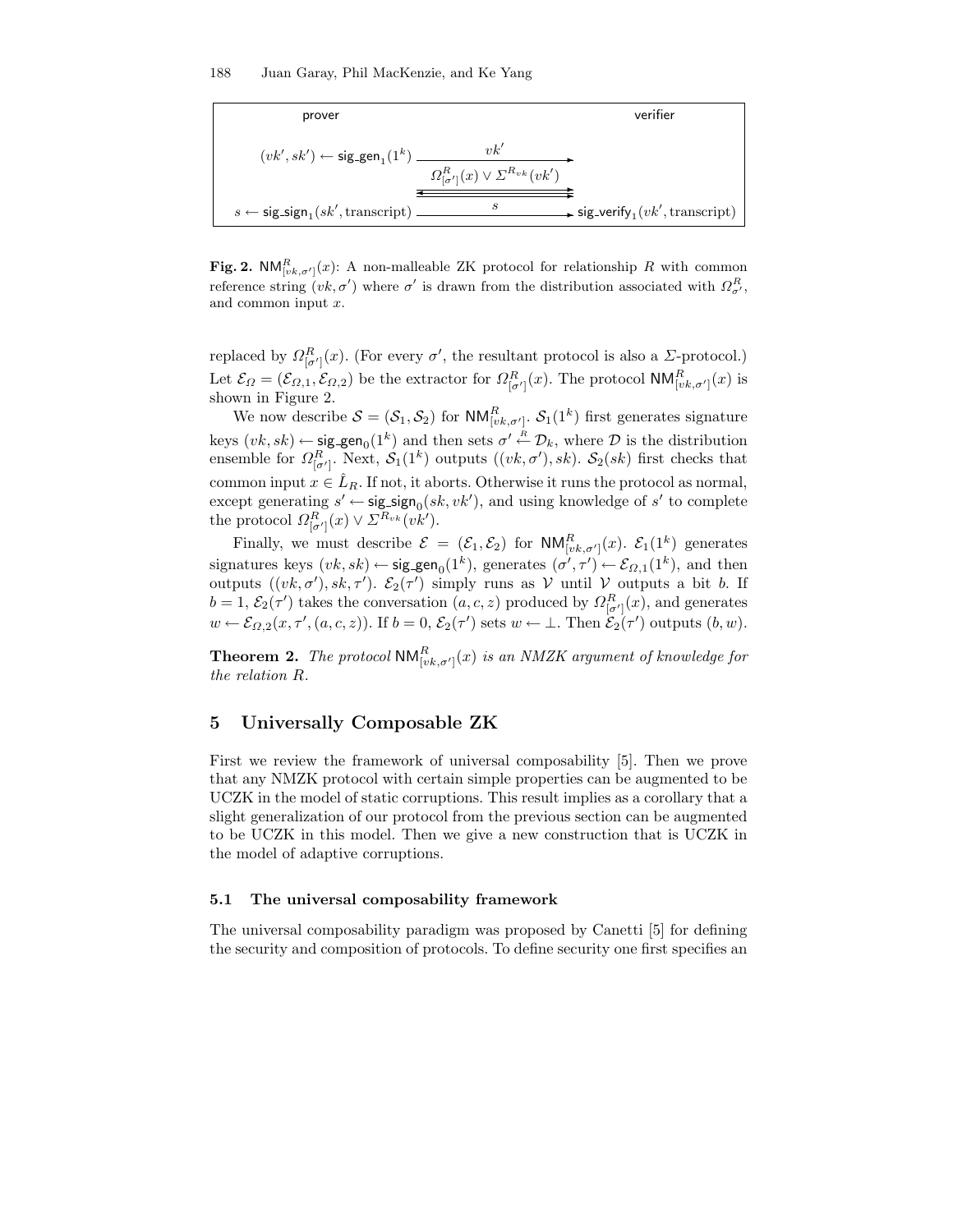| prover | | verifier |
|---|---|---|
| $(vk', sk') \leftarrow \mathsf{sig\_gen}_1(1^k)$ | $\xrightarrow{vk'}$ | |
| | $\Omega^R_{[\sigma']}(x) \vee \Sigma^{R_{vk}}(vk')$ | |
| $s \leftarrow \mathsf{sig\_sign}_1(sk', \text{transcript})$ | $\xrightarrow{s}$ | $\mathsf{sig\_verify}_1(vk', \text{transcript})$ |

**Fig. 2.** $\mathsf{NM}^R_{[vk,\sigma']}(x)$: A non-malleable ZK protocol for relationship $R$ with common reference string $(vk, \sigma')$ where $\sigma'$ is drawn from the distribution associated with $\Omega^R_{\sigma'}$, and common input $x$.

replaced by $\Omega^R_{[\sigma']}(x)$. (For every $\sigma'$, the resultant protocol is also a $\Sigma$-protocol.) Let $\mathcal{E}_\Omega = (\mathcal{E}_{\Omega,1}, \mathcal{E}_{\Omega,2})$ be the extractor for $\Omega^R_{[\sigma']}(x)$. The protocol $\mathsf{NM}^R_{[vk,\sigma']}(x)$ is shown in Figure 2.

We now describe $\mathcal{S} = (\mathcal{S}_1, \mathcal{S}_2)$ for $\mathsf{NM}^R_{[vk,\sigma']}$. $\mathcal{S}_1(1^k)$ first generates signature keys $(vk, sk) \leftarrow \mathsf{sig\_gen}_0(1^k)$ and then sets $\sigma' \stackrel{R}{\leftarrow} \mathcal{D}_k$, where $\mathcal{D}$ is the distribution ensemble for $\Omega^R_{[\sigma']}$. Next, $\mathcal{S}_1(1^k)$ outputs $((vk, \sigma'), sk)$. $\mathcal{S}_2(sk)$ first checks that common input $x \in \hat{L}_R$. If not, it aborts. Otherwise it runs the protocol as normal, except generating $s' \leftarrow \mathsf{sig\_sign}_0(sk, vk')$, and using knowledge of $s'$ to complete the protocol $\Omega^R_{[\sigma']}(x) \vee \Sigma^{R_{vk}}(vk')$.

Finally, we must describe $\mathcal{E} = (\mathcal{E}_1, \mathcal{E}_2)$ for $\mathsf{NM}^R_{[vk,\sigma']}(x)$. $\mathcal{E}_1(1^k)$ generates signatures keys $(vk, sk) \leftarrow \mathsf{sig\_gen}_0(1^k)$, generates $(\sigma', \tau') \leftarrow \mathcal{E}_{\Omega,1}(1^k)$, and then outputs $((vk, \sigma'), sk, \tau')$. $\mathcal{E}_2(\tau')$ simply runs as $\mathcal{V}$ until $\mathcal{V}$ outputs a bit $b$. If $b = 1$, $\mathcal{E}_2(\tau')$ takes the conversation $(a, c, z)$ produced by $\Omega^R_{[\sigma']}(x)$, and generates $w \leftarrow \mathcal{E}_{\Omega,2}(x, \tau', (a, c, z))$. If $b = 0$, $\mathcal{E}_2(\tau')$ sets $w \leftarrow \bot$. Then $\mathcal{E}_2(\tau')$ outputs $(b, w)$.

**Theorem 2.** *The protocol* $\mathsf{NM}^R_{[vk,\sigma']}(x)$ *is an NMZK argument of knowledge for the relation* $R$.

## 5 Universally Composable ZK

First we review the framework of universal composability [5]. Then we prove that any NMZK protocol with certain simple properties can be augmented to be UCZK in the model of static corruptions. This result implies as a corollary that a slight generalization of our protocol from the previous section can be augmented to be UCZK in this model. Then we give a new construction that is UCZK in the model of adaptive corruptions.

### 5.1 The universal composability framework

The universal composability paradigm was proposed by Canetti [5] for defining the security and composition of protocols. To define security one first specifies an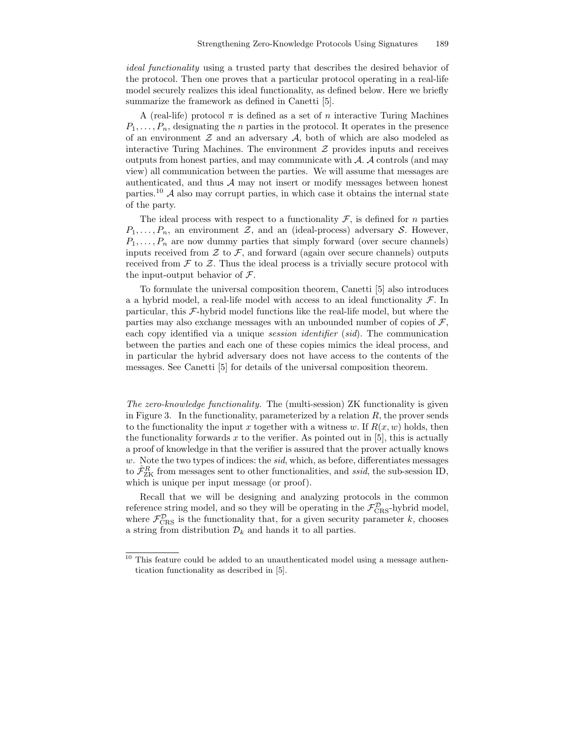*ideal functionality* using a trusted party that describes the desired behavior of the protocol. Then one proves that a particular protocol operating in a real-life model securely realizes this ideal functionality, as defined below. Here we briefly summarize the framework as defined in Canetti [5].

A (real-life) protocol $\pi$ is defined as a set of $n$ interactive Turing Machines $P_1, \ldots, P_n$, designating the $n$ parties in the protocol. It operates in the presence of an environment $\mathcal{Z}$ and an adversary $\mathcal{A}$, both of which are also modeled as interactive Turing Machines. The environment $\mathcal{Z}$ provides inputs and receives outputs from honest parties, and may communicate with $\mathcal{A}$. $\mathcal{A}$ controls (and may view) all communication between the parties. We will assume that messages are authenticated, and thus $\mathcal{A}$ may not insert or modify messages between honest parties.[10] $\mathcal{A}$ also may corrupt parties, in which case it obtains the internal state of the party.

The ideal process with respect to a functionality $\mathcal{F}$, is defined for $n$ parties $P_1, \ldots, P_n$, an environment $\mathcal{Z}$, and an (ideal-process) adversary $\mathcal{S}$. However, $P_1, \ldots, P_n$ are now dummy parties that simply forward (over secure channels) inputs received from $\mathcal{Z}$ to $\mathcal{F}$, and forward (again over secure channels) outputs received from $\mathcal{F}$ to $\mathcal{Z}$. Thus the ideal process is a trivially secure protocol with the input-output behavior of $\mathcal{F}$.

To formulate the universal composition theorem, Canetti [5] also introduces a a hybrid model, a real-life model with access to an ideal functionality $\mathcal{F}$. In particular, this $\mathcal{F}$-hybrid model functions like the real-life model, but where the parties may also exchange messages with an unbounded number of copies of $\mathcal{F}$, each copy identified via a unique *session identifier* (*sid*). The communication between the parties and each one of these copies mimics the ideal process, and in particular the hybrid adversary does not have access to the contents of the messages. See Canetti [5] for details of the universal composition theorem.

*The zero-knowledge functionality.* The (multi-session) ZK functionality is given in Figure 3. In the functionality, parameterized by a relation $R$, the prover sends to the functionality the input $x$ together with a witness $w$. If $R(x, w)$ holds, then the functionality forwards $x$ to the verifier. As pointed out in [5], this is actually a proof of knowledge in that the verifier is assured that the prover actually knows $w$. Note the two types of indices: the *sid*, which, as before, differentiates messages to $\hat{\mathcal{F}}_{\mathrm{ZK}}^{R}$ from messages sent to other functionalities, and *ssid*, the sub-session ID, which is unique per input message (or proof).

Recall that we will be designing and analyzing protocols in the common reference string model, and so they will be operating in the $\mathcal{F}_{\mathrm{CRS}}^{\mathcal{D}}$-hybrid model, where $\mathcal{F}_{\mathrm{CRS}}^{\mathcal{D}}$ is the functionality that, for a given security parameter $k$, chooses a string from distribution $\mathcal{D}_k$ and hands it to all parties.

[10] This feature could be added to an unauthenticated model using a message authentication functionality as described in [5].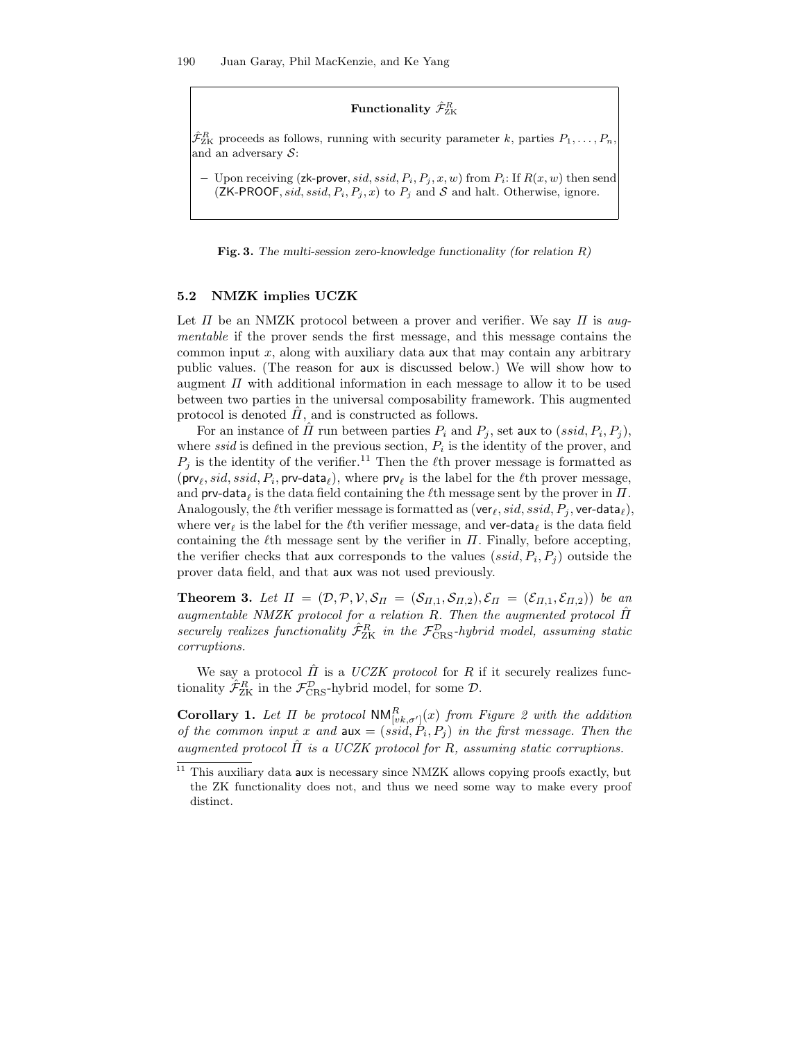**Functionality $\hat{\mathcal{F}}_{\text{ZK}}^{R}$**

$\hat{\mathcal{F}}_{\text{ZK}}^{R}$ proceeds as follows, running with security parameter $k$, parties $P_1, \ldots, P_n$, and an adversary $\mathcal{S}$:

– Upon receiving $(\mathsf{zk\text{-}prover}, sid, ssid, P_i, P_j, x, w)$ from $P_i$: If $R(x, w)$ then send $(\mathsf{ZK\text{-}PROOF}, sid, ssid, P_i, P_j, x)$ to $P_j$ and $\mathcal{S}$ and halt. Otherwise, ignore.

**Fig. 3.** *The multi-session zero-knowledge functionality (for relation $R$)*

### 5.2 NMZK implies UCZK

Let $\Pi$ be an NMZK protocol between a prover and verifier. We say $\Pi$ is *augmentable* if the prover sends the first message, and this message contains the common input $x$, along with auxiliary data $\mathsf{aux}$ that may contain any arbitrary public values. (The reason for $\mathsf{aux}$ is discussed below.) We will show how to augment $\Pi$ with additional information in each message to allow it to be used between two parties in the universal composability framework. This augmented protocol is denoted $\hat{\Pi}$, and is constructed as follows.

For an instance of $\hat{\Pi}$ run between parties $P_i$ and $P_j$, set $\mathsf{aux}$ to $(ssid, P_i, P_j)$, where $ssid$ is defined in the previous section, $P_i$ is the identity of the prover, and $P_j$ is the identity of the verifier.[11] Then the $\ell$th prover message is formatted as $(\mathsf{prv}_\ell, sid, ssid, P_i, \mathsf{prv\text{-}data}_\ell)$, where $\mathsf{prv}_\ell$ is the label for the $\ell$th prover message, and $\mathsf{prv\text{-}data}_\ell$ is the data field containing the $\ell$th message sent by the prover in $\Pi$. Analogously, the $\ell$th verifier message is formatted as $(\mathsf{ver}_\ell, sid, ssid, P_j, \mathsf{ver\text{-}data}_\ell)$, where $\mathsf{ver}_\ell$ is the label for the $\ell$th verifier message, and $\mathsf{ver\text{-}data}_\ell$ is the data field containing the $\ell$th message sent by the verifier in $\Pi$. Finally, before accepting, the verifier checks that $\mathsf{aux}$ corresponds to the values $(ssid, P_i, P_j)$ outside the prover data field, and that $\mathsf{aux}$ was not used previously.

**Theorem 3.** *Let $\Pi = (\mathcal{D}, \mathcal{P}, \mathcal{V}, \mathcal{S}_\Pi = (\mathcal{S}_{\Pi,1}, \mathcal{S}_{\Pi,2}), \mathcal{E}_\Pi = (\mathcal{E}_{\Pi,1}, \mathcal{E}_{\Pi,2}))$ be an augmentable NMZK protocol for a relation $R$. Then the augmented protocol $\hat{\Pi}$ securely realizes functionality $\hat{\mathcal{F}}_{\text{ZK}}^{R}$ in the $\mathcal{F}_{\text{CRS}}^{\mathcal{D}}$-hybrid model, assuming static corruptions.*

We say a protocol $\hat{\Pi}$ is a *UCZK protocol* for $R$ if it securely realizes functionality $\hat{\mathcal{F}}_{\text{ZK}}^{R}$ in the $\mathcal{F}_{\text{CRS}}^{\mathcal{D}}$-hybrid model, for some $\mathcal{D}$.

**Corollary 1.** *Let $\Pi$ be protocol $\mathsf{NM}_{[vk,\sigma']}^{R}(x)$ from Figure 2 with the addition of the common input $x$ and $\mathsf{aux} = (ssid, P_i, P_j)$ in the first message. Then the augmented protocol $\hat{\Pi}$ is a UCZK protocol for $R$, assuming static corruptions.*

[11] This auxiliary data $\mathsf{aux}$ is necessary since NMZK allows copying proofs exactly, but the ZK functionality does not, and thus we need some way to make every proof distinct.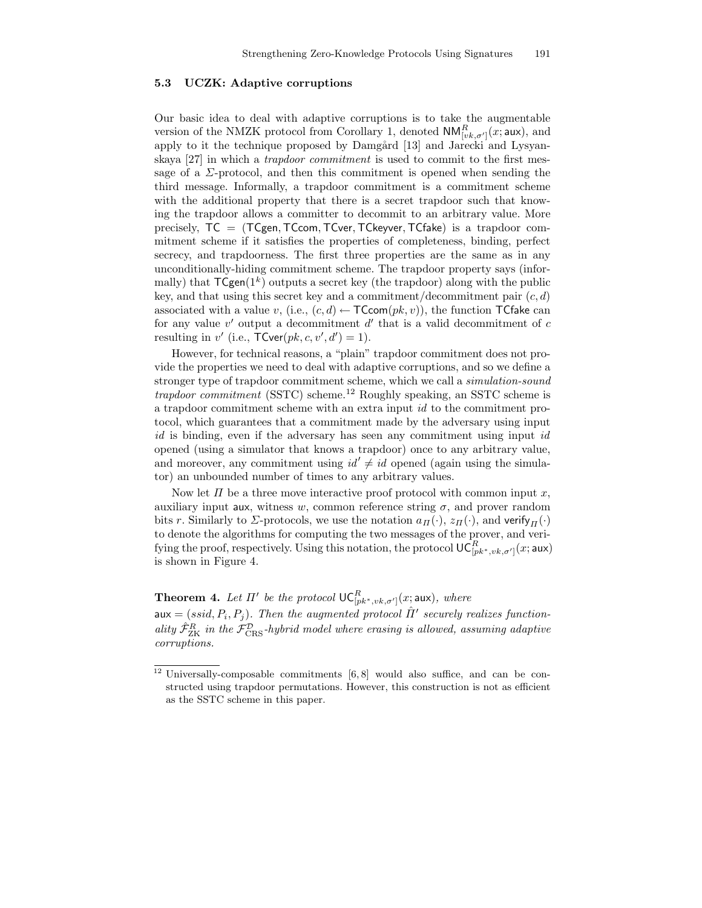### 5.3 UCZK: Adaptive corruptions

Our basic idea to deal with adaptive corruptions is to take the augmentable version of the NMZK protocol from Corollary 1, denoted $\mathsf{NM}^R_{[vk,\sigma']}(x;\mathsf{aux})$, and apply to it the technique proposed by Damgård [13] and Jarecki and Lysyanskaya [27] in which a *trapdoor commitment* is used to commit to the first message of a $\Sigma$-protocol, and then this commitment is opened when sending the third message. Informally, a trapdoor commitment is a commitment scheme with the additional property that there is a secret trapdoor such that knowing the trapdoor allows a committer to decommit to an arbitrary value. More precisely, $\mathsf{TC} = (\mathsf{TCgen}, \mathsf{TCcom}, \mathsf{TCver}, \mathsf{TCkeyver}, \mathsf{TCfake})$ is a trapdoor commitment scheme if it satisfies the properties of completeness, binding, perfect secrecy, and trapdoorness. The first three properties are the same as in any unconditionally-hiding commitment scheme. The trapdoor property says (informally) that $\mathsf{TCgen}(1^k)$ outputs a secret key (the trapdoor) along with the public key, and that using this secret key and a commitment/decommitment pair $(c, d)$ associated with a value $v$, (i.e., $(c, d) \leftarrow \mathsf{TCcom}(pk, v)$), the function $\mathsf{TCfake}$ can for any value $v'$ output a decommitment $d'$ that is a valid decommitment of $c$ resulting in $v'$ (i.e., $\mathsf{TCver}(pk, c, v', d') = 1$).

However, for technical reasons, a "plain" trapdoor commitment does not provide the properties we need to deal with adaptive corruptions, and so we define a stronger type of trapdoor commitment scheme, which we call a *simulation-sound trapdoor commitment* (SSTC) scheme.[12] Roughly speaking, an SSTC scheme is a trapdoor commitment scheme with an extra input $id$ to the commitment protocol, which guarantees that a commitment made by the adversary using input $id$ is binding, even if the adversary has seen any commitment using input $id$ opened (using a simulator that knows a trapdoor) once to any arbitrary value, and moreover, any commitment using $id' \neq id$ opened (again using the simulator) an unbounded number of times to any arbitrary values.

Now let $\Pi$ be a three move interactive proof protocol with common input $x$, auxiliary input $\mathsf{aux}$, witness $w$, common reference string $\sigma$, and prover random bits $r$. Similarly to $\Sigma$-protocols, we use the notation $a_\Pi(\cdot)$, $z_\Pi(\cdot)$, and $\mathsf{verify}_\Pi(\cdot)$ to denote the algorithms for computing the two messages of the prover, and verifying the proof, respectively. Using this notation, the protocol $\mathsf{UC}^R_{[pk^*,vk,\sigma']}(x;\mathsf{aux})$ is shown in Figure 4.

**Theorem 4.** *Let $\Pi'$ be the protocol $\mathsf{UC}^R_{[pk^*,vk,\sigma']}(x;\mathsf{aux})$, where $\mathsf{aux} = (ssid, P_i, P_j)$. Then the augmented protocol $\hat{\Pi}'$ securely realizes functionality $\hat{\mathcal{F}}^R_{\mathrm{ZK}}$ in the $\mathcal{F}^{\mathcal{D}}_{\mathrm{CRS}}$-hybrid model where erasing is allowed, assuming adaptive corruptions.*

---

[12] Universally-composable commitments [6, 8] would also suffice, and can be constructed using trapdoor permutations. However, this construction is not as efficient as the SSTC scheme in this paper.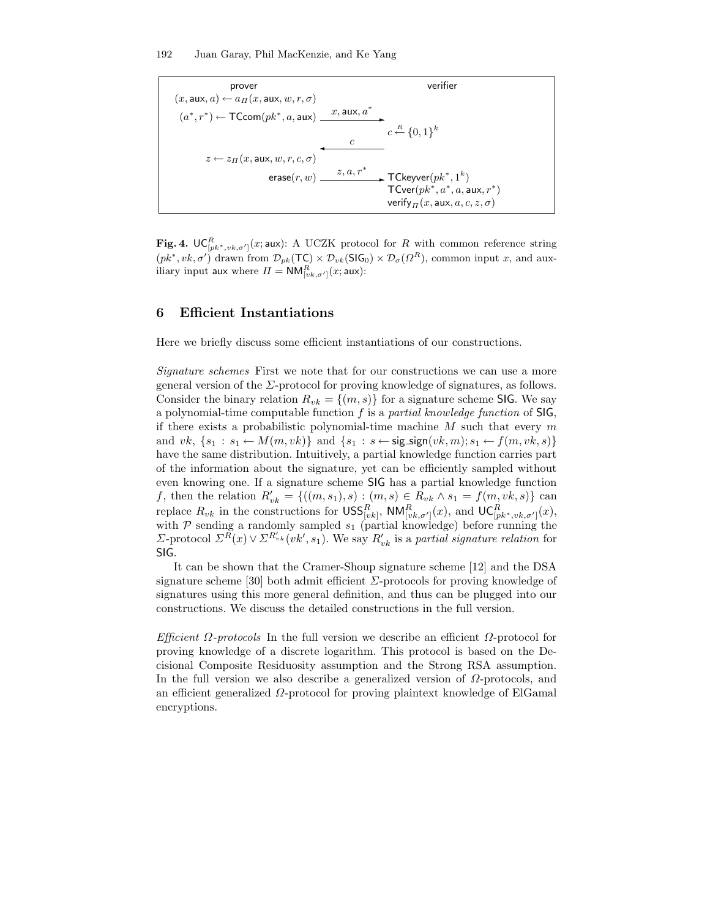| prover | | verifier |
|---|---|---|
| $(x, \mathsf{aux}, a) \leftarrow a_\Pi(x, \mathsf{aux}, w, r, \sigma)$ | | |
| $(a^*, r^*) \leftarrow \mathsf{TCcom}(pk^*, a, \mathsf{aux})$ | $\xrightarrow{x, \mathsf{aux}, a^*}$ | |
| | | $c \xleftarrow{R} \{0,1\}^k$ |
| | $\xleftarrow{c}$ | |
| $z \leftarrow z_\Pi(x, \mathsf{aux}, w, r, c, \sigma)$ | | |
| $\mathsf{erase}(r, w)$ | $\xrightarrow{z, a, r^*}$ | $\mathsf{TCkeyver}(pk^*, 1^k)$ |
| | | $\mathsf{TCver}(pk^*, a^*, a, \mathsf{aux}, r^*)$ |
| | | $\mathsf{verify}_\Pi(x, \mathsf{aux}, a, c, z, \sigma)$ |

**Fig. 4.** $\mathsf{UC}^R_{[pk^*,vk,\sigma']}(x; \mathsf{aux})$: A UCZK protocol for $R$ with common reference string $(pk^*, vk, \sigma')$ drawn from $\mathcal{D}_{pk}(\mathsf{TC}) \times \mathcal{D}_{vk}(\mathsf{SIG}_0) \times \mathcal{D}_\sigma(\Omega^R)$, common input $x$, and auxiliary input $\mathsf{aux}$ where $\Pi = \mathsf{NM}^R_{[vk,\sigma']}(x; \mathsf{aux})$:

## 6 Efficient Instantiations

Here we briefly discuss some efficient instantiations of our constructions.

*Signature schemes* First we note that for our constructions we can use a more general version of the $\Sigma$-protocol for proving knowledge of signatures, as follows. Consider the binary relation $R_{vk} = \{(m, s)\}$ for a signature scheme SIG. We say a polynomial-time computable function $f$ is a *partial knowledge function* of SIG, if there exists a probabilistic polynomial-time machine $M$ such that every $m$ and $vk$, $\{s_1 : s_1 \leftarrow M(m, vk)\}$ and $\{s_1 : s \leftarrow \mathsf{sig\_sign}(vk, m); s_1 \leftarrow f(m, vk, s)\}$ have the same distribution. Intuitively, a partial knowledge function carries part of the information about the signature, yet can be efficiently sampled without even knowing one. If a signature scheme SIG has a partial knowledge function $f$, then the relation $R'_{vk} = \{((m, s_1), s) : (m, s) \in R_{vk} \wedge s_1 = f(m, vk, s)\}$ can replace $R_{vk}$ in the constructions for $\mathsf{USS}^R_{[vk]}$, $\mathsf{NM}^R_{[vk,\sigma']}(x)$, and $\mathsf{UC}^R_{[pk^*,vk,\sigma']}(x)$, with $\mathcal{P}$ sending a randomly sampled $s_1$ (partial knowledge) before running the $\Sigma$-protocol $\Sigma^R(x) \vee \Sigma^{R'_{vk}}(vk', s_1)$. We say $R'_{vk}$ is a *partial signature relation* for SIG.

It can be shown that the Cramer-Shoup signature scheme [12] and the DSA signature scheme [30] both admit efficient $\Sigma$-protocols for proving knowledge of signatures using this more general definition, and thus can be plugged into our constructions. We discuss the detailed constructions in the full version.

*Efficient $\Omega$-protocols* In the full version we describe an efficient $\Omega$-protocol for proving knowledge of a discrete logarithm. This protocol is based on the Decisional Composite Residuosity assumption and the Strong RSA assumption. In the full version we also describe a generalized version of $\Omega$-protocols, and an efficient generalized $\Omega$-protocol for proving plaintext knowledge of ElGamal encryptions.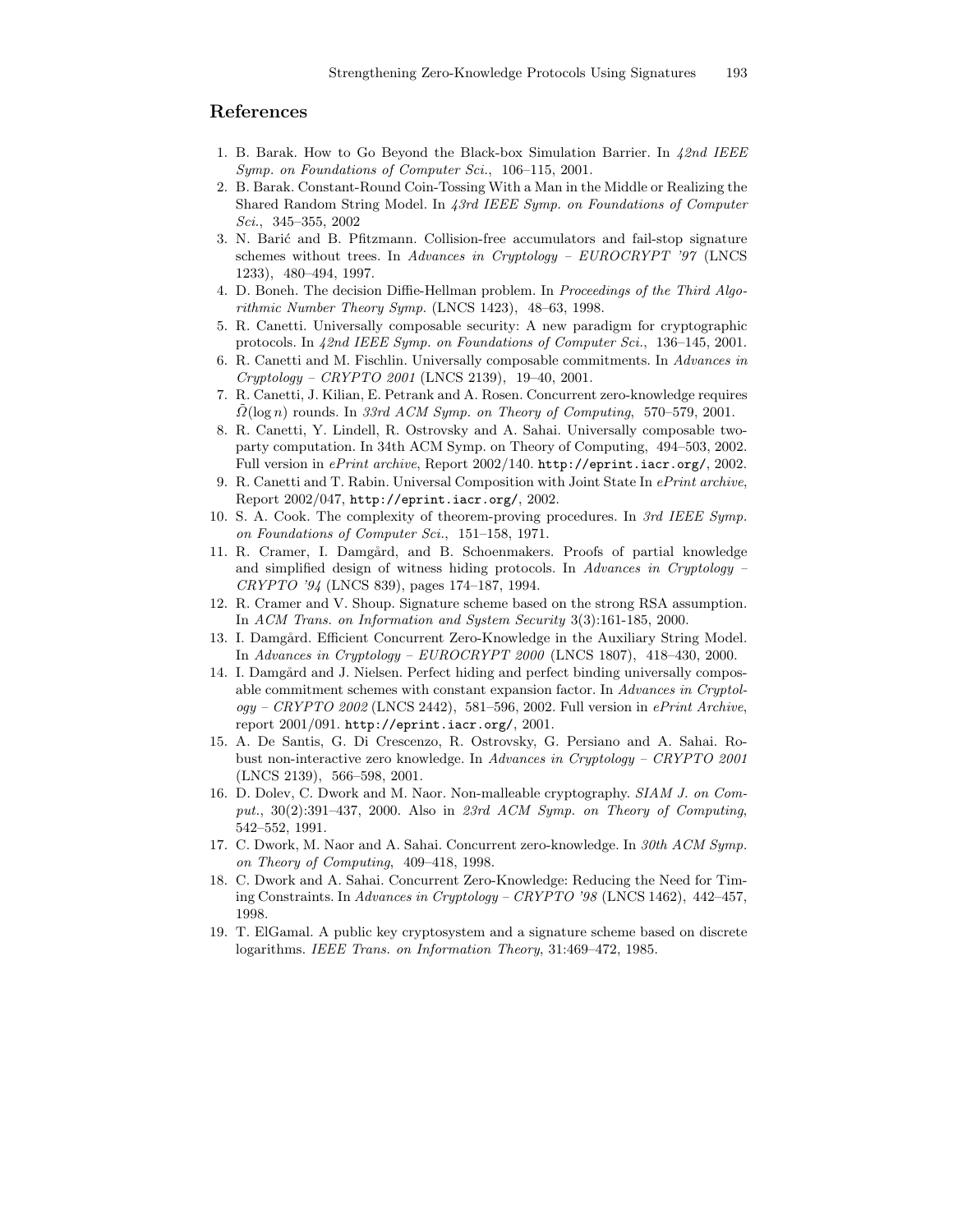## References

1. B. Barak. How to Go Beyond the Black-box Simulation Barrier. In *42nd IEEE Symp. on Foundations of Computer Sci.*, 106–115, 2001.
2. B. Barak. Constant-Round Coin-Tossing With a Man in the Middle or Realizing the Shared Random String Model. In *43rd IEEE Symp. on Foundations of Computer Sci.*, 345–355, 2002
3. N. Barić and B. Pfitzmann. Collision-free accumulators and fail-stop signature schemes without trees. In *Advances in Cryptology – EUROCRYPT '97* (LNCS 1233), 480–494, 1997.
4. D. Boneh. The decision Diffie-Hellman problem. In *Proceedings of the Third Algorithmic Number Theory Symp.* (LNCS 1423), 48–63, 1998.
5. R. Canetti. Universally composable security: A new paradigm for cryptographic protocols. In *42nd IEEE Symp. on Foundations of Computer Sci.*, 136–145, 2001.
6. R. Canetti and M. Fischlin. Universally composable commitments. In *Advances in Cryptology – CRYPTO 2001* (LNCS 2139), 19–40, 2001.
7. R. Canetti, J. Kilian, E. Petrank and A. Rosen. Concurrent zero-knowledge requires $\tilde{\Omega}(\log n)$ rounds. In *33rd ACM Symp. on Theory of Computing*, 570–579, 2001.
8. R. Canetti, Y. Lindell, R. Ostrovsky and A. Sahai. Universally composable two-party computation. In 34th ACM Symp. on Theory of Computing, 494–503, 2002. Full version in *ePrint archive*, Report 2002/140. `http://eprint.iacr.org/`, 2002.
9. R. Canetti and T. Rabin. Universal Composition with Joint State In *ePrint archive*, Report 2002/047, `http://eprint.iacr.org/`, 2002.
10. S. A. Cook. The complexity of theorem-proving procedures. In *3rd IEEE Symp. on Foundations of Computer Sci.*, 151–158, 1971.
11. R. Cramer, I. Damgård, and B. Schoenmakers. Proofs of partial knowledge and simplified design of witness hiding protocols. In *Advances in Cryptology – CRYPTO '94* (LNCS 839), pages 174–187, 1994.
12. R. Cramer and V. Shoup. Signature scheme based on the strong RSA assumption. In *ACM Trans. on Information and System Security* 3(3):161-185, 2000.
13. I. Damgård. Efficient Concurrent Zero-Knowledge in the Auxiliary String Model. In *Advances in Cryptology – EUROCRYPT 2000* (LNCS 1807), 418–430, 2000.
14. I. Damgård and J. Nielsen. Perfect hiding and perfect binding universally composable commitment schemes with constant expansion factor. In *Advances in Cryptology – CRYPTO 2002* (LNCS 2442), 581–596, 2002. Full version in *ePrint Archive*, report 2001/091. `http://eprint.iacr.org/`, 2001.
15. A. De Santis, G. Di Crescenzo, R. Ostrovsky, G. Persiano and A. Sahai. Robust non-interactive zero knowledge. In *Advances in Cryptology – CRYPTO 2001* (LNCS 2139), 566–598, 2001.
16. D. Dolev, C. Dwork and M. Naor. Non-malleable cryptography. *SIAM J. on Comput.*, 30(2):391–437, 2000. Also in *23rd ACM Symp. on Theory of Computing*, 542–552, 1991.
17. C. Dwork, M. Naor and A. Sahai. Concurrent zero-knowledge. In *30th ACM Symp. on Theory of Computing*, 409–418, 1998.
18. C. Dwork and A. Sahai. Concurrent Zero-Knowledge: Reducing the Need for Timing Constraints. In *Advances in Cryptology – CRYPTO '98* (LNCS 1462), 442–457, 1998.
19. T. ElGamal. A public key cryptosystem and a signature scheme based on discrete logarithms. *IEEE Trans. on Information Theory*, 31:469–472, 1985.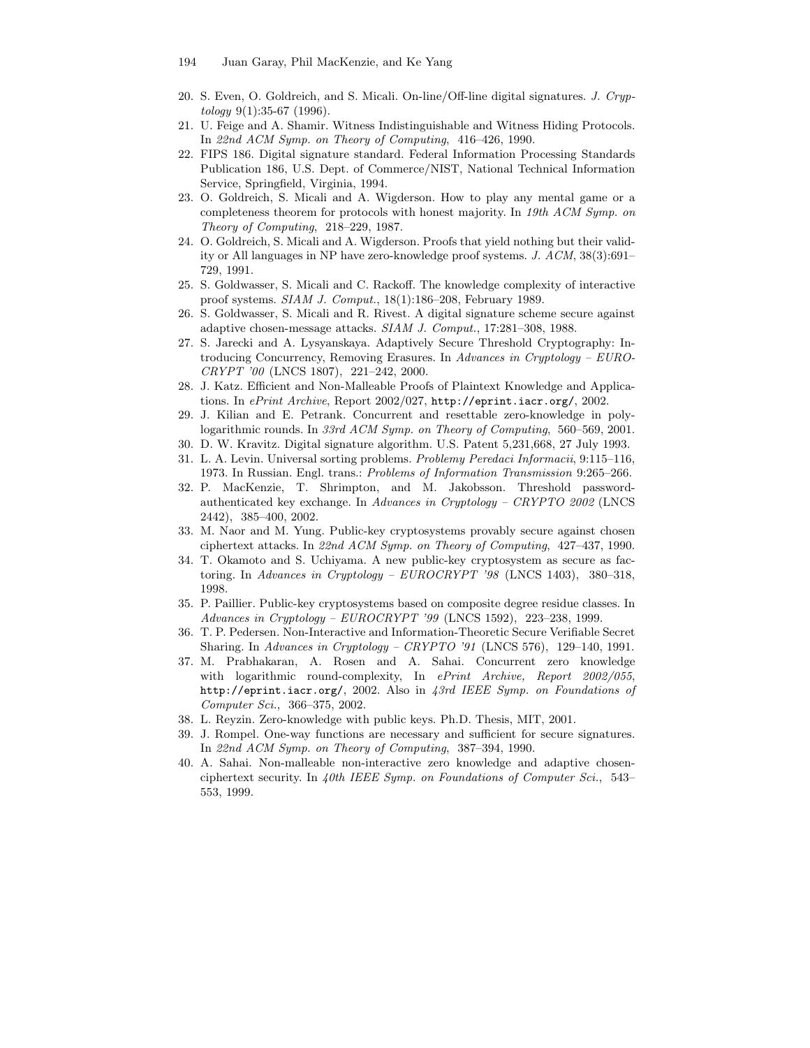20. S. Even, O. Goldreich, and S. Micali. On-line/Off-line digital signatures. *J. Cryptology* 9(1):35-67 (1996).
21. U. Feige and A. Shamir. Witness Indistinguishable and Witness Hiding Protocols. In *22nd ACM Symp. on Theory of Computing*, 416–426, 1990.
22. FIPS 186. Digital signature standard. Federal Information Processing Standards Publication 186, U.S. Dept. of Commerce/NIST, National Technical Information Service, Springfield, Virginia, 1994.
23. O. Goldreich, S. Micali and A. Wigderson. How to play any mental game or a completeness theorem for protocols with honest majority. In *19th ACM Symp. on Theory of Computing*, 218–229, 1987.
24. O. Goldreich, S. Micali and A. Wigderson. Proofs that yield nothing but their validity or All languages in NP have zero-knowledge proof systems. *J. ACM*, 38(3):691–729, 1991.
25. S. Goldwasser, S. Micali and C. Rackoff. The knowledge complexity of interactive proof systems. *SIAM J. Comput.*, 18(1):186–208, February 1989.
26. S. Goldwasser, S. Micali and R. Rivest. A digital signature scheme secure against adaptive chosen-message attacks. *SIAM J. Comput.*, 17:281–308, 1988.
27. S. Jarecki and A. Lysyanskaya. Adaptively Secure Threshold Cryptography: Introducing Concurrency, Removing Erasures. In *Advances in Cryptology – EUROCRYPT '00* (LNCS 1807), 221–242, 2000.
28. J. Katz. Efficient and Non-Malleable Proofs of Plaintext Knowledge and Applications. In *ePrint Archive*, Report 2002/027, `http://eprint.iacr.org/`, 2002.
29. J. Kilian and E. Petrank. Concurrent and resettable zero-knowledge in polylogarithmic rounds. In *33rd ACM Symp. on Theory of Computing*, 560–569, 2001.
30. D. W. Kravitz. Digital signature algorithm. U.S. Patent 5,231,668, 27 July 1993.
31. L. A. Levin. Universal sorting problems. *Problemy Peredaci Informacii*, 9:115–116, 1973. In Russian. Engl. trans.: *Problems of Information Transmission* 9:265–266.
32. P. MacKenzie, T. Shrimpton, and M. Jakobsson. Threshold password-authenticated key exchange. In *Advances in Cryptology – CRYPTO 2002* (LNCS 2442), 385–400, 2002.
33. M. Naor and M. Yung. Public-key cryptosystems provably secure against chosen ciphertext attacks. In *22nd ACM Symp. on Theory of Computing*, 427–437, 1990.
34. T. Okamoto and S. Uchiyama. A new public-key cryptosystem as secure as factoring. In *Advances in Cryptology – EUROCRYPT '98* (LNCS 1403), 380–318, 1998.
35. P. Paillier. Public-key cryptosystems based on composite degree residue classes. In *Advances in Cryptology – EUROCRYPT '99* (LNCS 1592), 223–238, 1999.
36. T. P. Pedersen. Non-Interactive and Information-Theoretic Secure Verifiable Secret Sharing. In *Advances in Cryptology – CRYPTO '91* (LNCS 576), 129–140, 1991.
37. M. Prabhakaran, A. Rosen and A. Sahai. Concurrent zero knowledge with logarithmic round-complexity, In *ePrint Archive, Report 2002/055*, `http://eprint.iacr.org/`, 2002. Also in *43rd IEEE Symp. on Foundations of Computer Sci.*, 366–375, 2002.
38. L. Reyzin. Zero-knowledge with public keys. Ph.D. Thesis, MIT, 2001.
39. J. Rompel. One-way functions are necessary and sufficient for secure signatures. In *22nd ACM Symp. on Theory of Computing*, 387–394, 1990.
40. A. Sahai. Non-malleable non-interactive zero knowledge and adaptive chosen-ciphertext security. In *40th IEEE Symp. on Foundations of Computer Sci.*, 543–553, 1999.